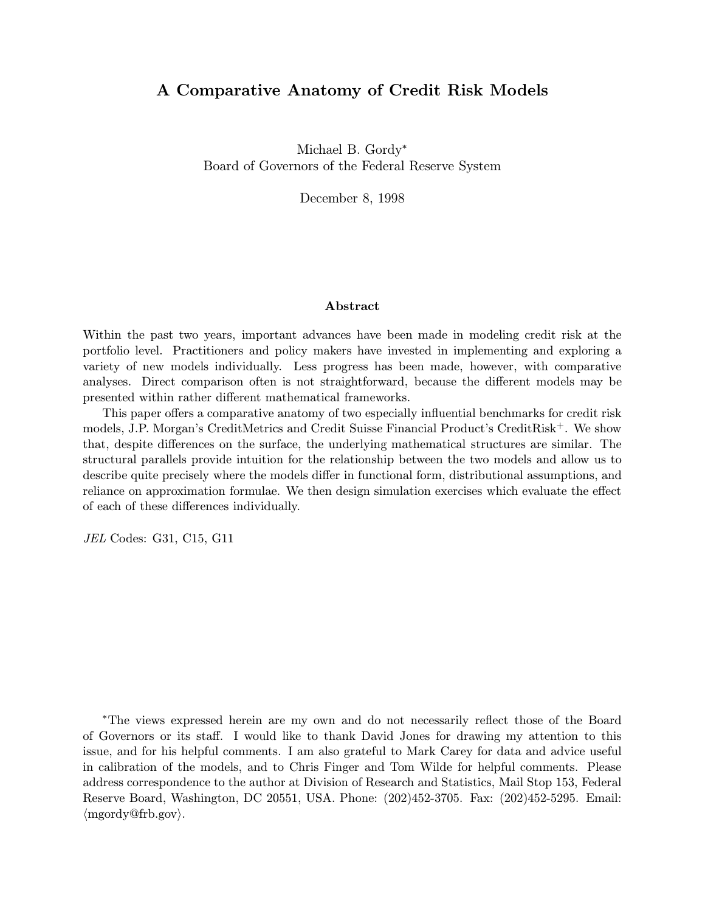# A Comparative Anatomy of Credit Risk Models

Michael B. Gordy*
Board of Governors of the Federal Reserve System

December 8, 1998

### Abstract

Within the past two years, important advances have been made in modeling credit risk at the portfolio level. Practitioners and policy makers have invested in implementing and exploring a variety of new models individually. Less progress has been made, however, with comparative analyses. Direct comparison often is not straightforward, because the different models may be presented within rather different mathematical frameworks.

This paper offers a comparative anatomy of two especially influential benchmarks for credit risk models, J.P. Morgan's CreditMetrics and Credit Suisse Financial Product's CreditRisk$^+$. We show that, despite differences on the surface, the underlying mathematical structures are similar. The structural parallels provide intuition for the relationship between the two models and allow us to describe quite precisely where the models differ in functional form, distributional assumptions, and reliance on approximation formulae. We then design simulation exercises which evaluate the effect of each of these differences individually.

*JEL* Codes: G31, C15, G11

*The views expressed herein are my own and do not necessarily reflect those of the Board of Governors or its staff. I would like to thank David Jones for drawing my attention to this issue, and for his helpful comments. I am also grateful to Mark Carey for data and advice useful in calibration of the models, and to Chris Finger and Tom Wilde for helpful comments. Please address correspondence to the author at Division of Research and Statistics, Mail Stop 153, Federal Reserve Board, Washington, DC 20551, USA. Phone: (202)452-3705. Fax: (202)452-5295. Email: ⟨mgordy@frb.gov⟩.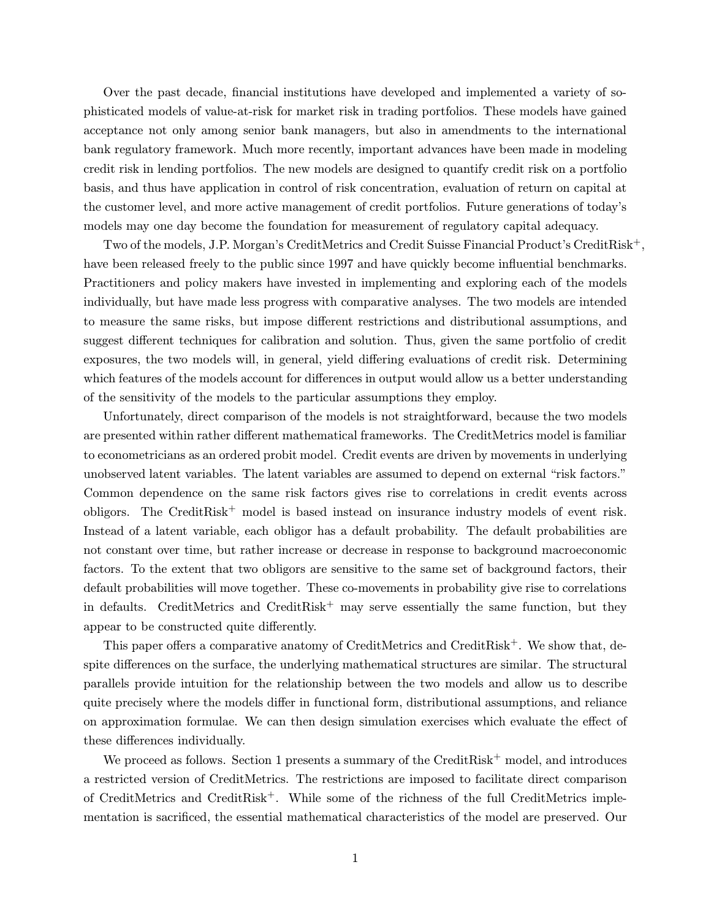Over the past decade, financial institutions have developed and implemented a variety of sophisticated models of value-at-risk for market risk in trading portfolios. These models have gained acceptance not only among senior bank managers, but also in amendments to the international bank regulatory framework. Much more recently, important advances have been made in modeling credit risk in lending portfolios. The new models are designed to quantify credit risk on a portfolio basis, and thus have application in control of risk concentration, evaluation of return on capital at the customer level, and more active management of credit portfolios. Future generations of today's models may one day become the foundation for measurement of regulatory capital adequacy.

Two of the models, J.P. Morgan's CreditMetrics and Credit Suisse Financial Product's CreditRisk$^+$, have been released freely to the public since 1997 and have quickly become influential benchmarks. Practitioners and policy makers have invested in implementing and exploring each of the models individually, but have made less progress with comparative analyses. The two models are intended to measure the same risks, but impose different restrictions and distributional assumptions, and suggest different techniques for calibration and solution. Thus, given the same portfolio of credit exposures, the two models will, in general, yield differing evaluations of credit risk. Determining which features of the models account for differences in output would allow us a better understanding of the sensitivity of the models to the particular assumptions they employ.

Unfortunately, direct comparison of the models is not straightforward, because the two models are presented within rather different mathematical frameworks. The CreditMetrics model is familiar to econometricians as an ordered probit model. Credit events are driven by movements in underlying unobserved latent variables. The latent variables are assumed to depend on external "risk factors." Common dependence on the same risk factors gives rise to correlations in credit events across obligors. The CreditRisk$^+$ model is based instead on insurance industry models of event risk. Instead of a latent variable, each obligor has a default probability. The default probabilities are not constant over time, but rather increase or decrease in response to background macroeconomic factors. To the extent that two obligors are sensitive to the same set of background factors, their default probabilities will move together. These co-movements in probability give rise to correlations in defaults. CreditMetrics and CreditRisk$^+$ may serve essentially the same function, but they appear to be constructed quite differently.

This paper offers a comparative anatomy of CreditMetrics and CreditRisk$^+$. We show that, despite differences on the surface, the underlying mathematical structures are similar. The structural parallels provide intuition for the relationship between the two models and allow us to describe quite precisely where the models differ in functional form, distributional assumptions, and reliance on approximation formulae. We can then design simulation exercises which evaluate the effect of these differences individually.

We proceed as follows. Section 1 presents a summary of the CreditRisk$^+$ model, and introduces a restricted version of CreditMetrics. The restrictions are imposed to facilitate direct comparison of CreditMetrics and CreditRisk$^+$. While some of the richness of the full CreditMetrics implementation is sacrificed, the essential mathematical characteristics of the model are preserved. Our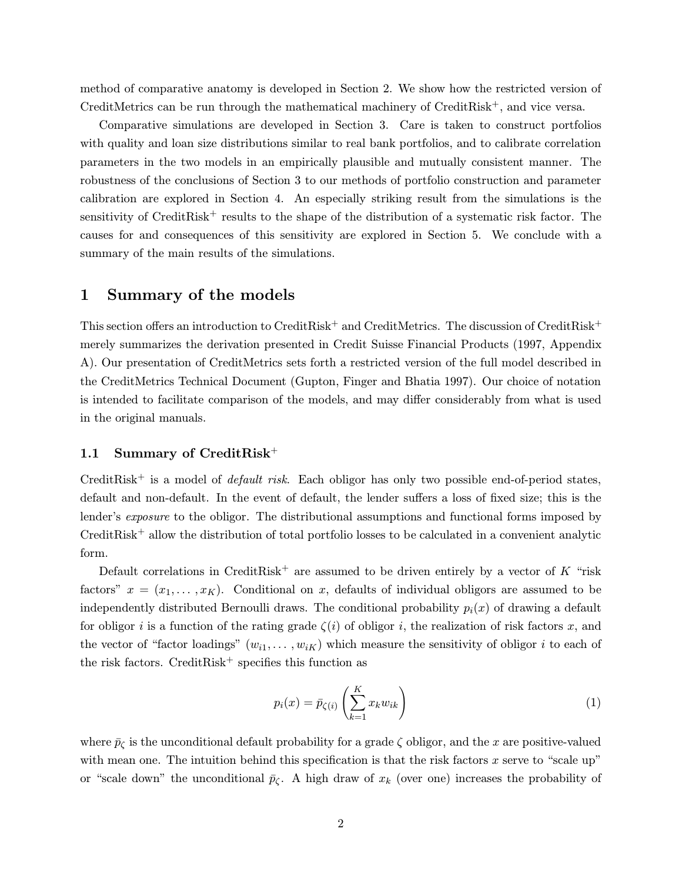method of comparative anatomy is developed in Section 2. We show how the restricted version of CreditMetrics can be run through the mathematical machinery of CreditRisk$^+$, and vice versa.

Comparative simulations are developed in Section 3. Care is taken to construct portfolios with quality and loan size distributions similar to real bank portfolios, and to calibrate correlation parameters in the two models in an empirically plausible and mutually consistent manner. The robustness of the conclusions of Section 3 to our methods of portfolio construction and parameter calibration are explored in Section 4. An especially striking result from the simulations is the sensitivity of CreditRisk$^+$ results to the shape of the distribution of a systematic risk factor. The causes for and consequences of this sensitivity are explored in Section 5. We conclude with a summary of the main results of the simulations.

# 1 Summary of the models

This section offers an introduction to CreditRisk$^+$ and CreditMetrics. The discussion of CreditRisk$^+$ merely summarizes the derivation presented in Credit Suisse Financial Products (1997, Appendix A). Our presentation of CreditMetrics sets forth a restricted version of the full model described in the CreditMetrics Technical Document (Gupton, Finger and Bhatia 1997). Our choice of notation is intended to facilitate comparison of the models, and may differ considerably from what is used in the original manuals.

## 1.1 Summary of CreditRisk$^+$

CreditRisk$^+$ is a model of *default risk*. Each obligor has only two possible end-of-period states, default and non-default. In the event of default, the lender suffers a loss of fixed size; this is the lender's *exposure* to the obligor. The distributional assumptions and functional forms imposed by CreditRisk$^+$ allow the distribution of total portfolio losses to be calculated in a convenient analytic form.

Default correlations in CreditRisk$^+$ are assumed to be driven entirely by a vector of $K$ "risk factors" $x = (x_1, \dots, x_K)$. Conditional on $x$, defaults of individual obligors are assumed to be independently distributed Bernoulli draws. The conditional probability $p_i(x)$ of drawing a default for obligor $i$ is a function of the rating grade $\zeta(i)$ of obligor $i$, the realization of risk factors $x$, and the vector of "factor loadings" $(w_{i1}, \dots, w_{iK})$ which measure the sensitivity of obligor $i$ to each of the risk factors. CreditRisk$^+$ specifies this function as

$$p_i(x) = \bar{p}_{\zeta(i)} \left( \sum_{k=1}^{K} x_k w_{ik} \right) \tag{1}$$

where $\bar{p}_\zeta$ is the unconditional default probability for a grade $\zeta$ obligor, and the $x$ are positive-valued with mean one. The intuition behind this specification is that the risk factors $x$ serve to "scale up" or "scale down" the unconditional $\bar{p}_\zeta$. A high draw of $x_k$ (over one) increases the probability of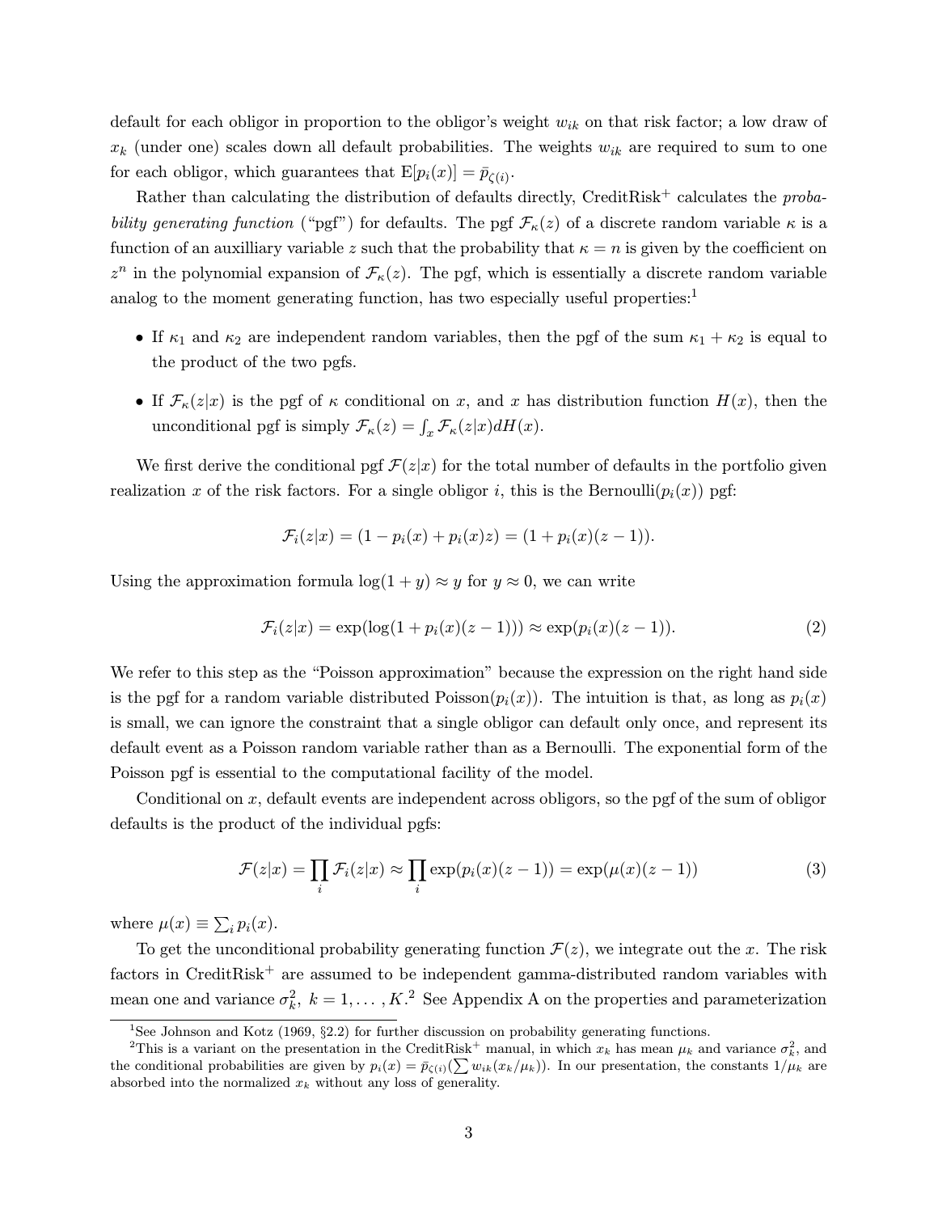default for each obligor in proportion to the obligor's weight $w_{ik}$ on that risk factor; a low draw of $x_k$ (under one) scales down all default probabilities. The weights $w_{ik}$ are required to sum to one for each obligor, which guarantees that $\mathrm{E}[p_i(x)] = \bar{p}_{\zeta(i)}$.

Rather than calculating the distribution of defaults directly, CreditRisk$^+$ calculates the *probability generating function* ("pgf") for defaults. The pgf $\mathcal{F}_\kappa(z)$ of a discrete random variable $\kappa$ is a function of an auxilliary variable $z$ such that the probability that $\kappa = n$ is given by the coefficient on $z^n$ in the polynomial expansion of $\mathcal{F}_\kappa(z)$. The pgf, which is essentially a discrete random variable analog to the moment generating function, has two especially useful properties:[1]

- If $\kappa_1$ and $\kappa_2$ are independent random variables, then the pgf of the sum $\kappa_1 + \kappa_2$ is equal to the product of the two pgfs.
- If $\mathcal{F}_\kappa(z|x)$ is the pgf of $\kappa$ conditional on $x$, and $x$ has distribution function $H(x)$, then the unconditional pgf is simply $\mathcal{F}_\kappa(z) = \int_x \mathcal{F}_\kappa(z|x) dH(x)$.

We first derive the conditional pgf $\mathcal{F}(z|x)$ for the total number of defaults in the portfolio given realization $x$ of the risk factors. For a single obligor $i$, this is the Bernoulli($p_i(x)$) pgf:

$$\mathcal{F}_i(z|x) = (1 - p_i(x) + p_i(x)z) = (1 + p_i(x)(z-1)).$$

Using the approximation formula $\log(1+y) \approx y$ for $y \approx 0$, we can write

$$\mathcal{F}_i(z|x) = \exp(\log(1 + p_i(x)(z-1))) \approx \exp(p_i(x)(z-1)). \tag{2}$$

We refer to this step as the "Poisson approximation" because the expression on the right hand side is the pgf for a random variable distributed Poisson($p_i(x)$). The intuition is that, as long as $p_i(x)$ is small, we can ignore the constraint that a single obligor can default only once, and represent its default event as a Poisson random variable rather than as a Bernoulli. The exponential form of the Poisson pgf is essential to the computational facility of the model.

Conditional on $x$, default events are independent across obligors, so the pgf of the sum of obligor defaults is the product of the individual pgfs:

$$\mathcal{F}(z|x) = \prod_i \mathcal{F}_i(z|x) \approx \prod_i \exp(p_i(x)(z-1)) = \exp(\mu(x)(z-1)) \tag{3}$$

where $\mu(x) \equiv \sum_i p_i(x)$.

To get the unconditional probability generating function $\mathcal{F}(z)$, we integrate out the $x$. The risk factors in CreditRisk$^+$ are assumed to be independent gamma-distributed random variables with mean one and variance $\sigma_k^2$, $k = 1, \ldots, K$.[2] See Appendix A on the properties and parameterization

---

[1] See Johnson and Kotz (1969, §2.2) for further discussion on probability generating functions.

[2] This is a variant on the presentation in the CreditRisk$^+$ manual, in which $x_k$ has mean $\mu_k$ and variance $\sigma_k^2$, and the conditional probabilities are given by $p_i(x) = \bar{p}_{\zeta(i)}(\sum w_{ik}(x_k/\mu_k))$. In our presentation, the constants $1/\mu_k$ are absorbed into the normalized $x_k$ without any loss of generality.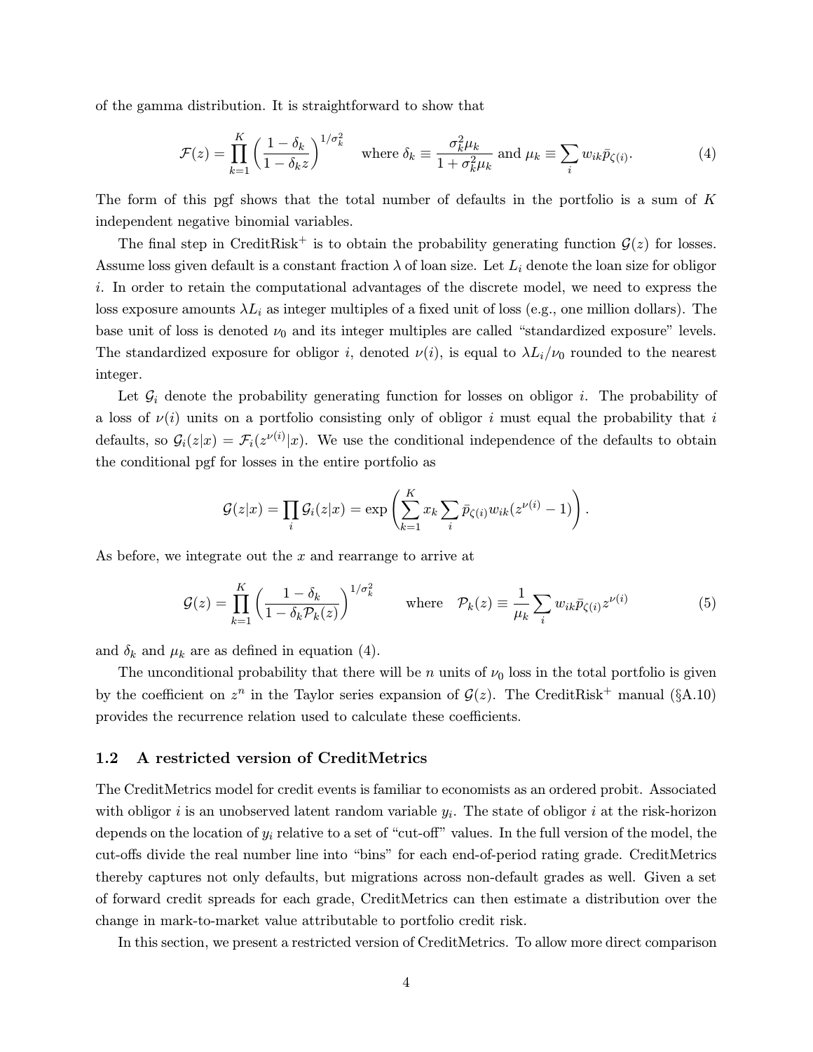of the gamma distribution. It is straightforward to show that

$$\mathcal{F}(z) = \prod_{k=1}^{K} \left( \frac{1-\delta_k}{1-\delta_k z} \right)^{1/\sigma_k^2} \quad \text{where } \delta_k \equiv \frac{\sigma_k^2 \mu_k}{1+\sigma_k^2 \mu_k} \text{ and } \mu_k \equiv \sum_i w_{ik} \bar{p}_{\zeta(i)}. \tag{4}$$

The form of this pgf shows that the total number of defaults in the portfolio is a sum of $K$ independent negative binomial variables.

The final step in CreditRisk$^+$ is to obtain the probability generating function $\mathcal{G}(z)$ for losses. Assume loss given default is a constant fraction $\lambda$ of loan size. Let $L_i$ denote the loan size for obligor $i$. In order to retain the computational advantages of the discrete model, we need to express the loss exposure amounts $\lambda L_i$ as integer multiples of a fixed unit of loss (e.g., one million dollars). The base unit of loss is denoted $\nu_0$ and its integer multiples are called "standardized exposure" levels. The standardized exposure for obligor $i$, denoted $\nu(i)$, is equal to $\lambda L_i/\nu_0$ rounded to the nearest integer.

Let $\mathcal{G}_i$ denote the probability generating function for losses on obligor $i$. The probability of a loss of $\nu(i)$ units on a portfolio consisting only of obligor $i$ must equal the probability that $i$ defaults, so $\mathcal{G}_i(z|x) = \mathcal{F}_i(z^{\nu(i)}|x)$. We use the conditional independence of the defaults to obtain the conditional pgf for losses in the entire portfolio as

$$\mathcal{G}(z|x) = \prod_i \mathcal{G}_i(z|x) = \exp\left( \sum_{k=1}^{K} x_k \sum_i \bar{p}_{\zeta(i)} w_{ik} (z^{\nu(i)} - 1) \right).$$

As before, we integrate out the $x$ and rearrange to arrive at

$$\mathcal{G}(z) = \prod_{k=1}^{K} \left( \frac{1-\delta_k}{1-\delta_k \mathcal{P}_k(z)} \right)^{1/\sigma_k^2} \qquad \text{where} \quad \mathcal{P}_k(z) \equiv \frac{1}{\mu_k} \sum_i w_{ik} \bar{p}_{\zeta(i)} z^{\nu(i)} \tag{5}$$

and $\delta_k$ and $\mu_k$ are as defined in equation (4).

The unconditional probability that there will be $n$ units of $\nu_0$ loss in the total portfolio is given by the coefficient on $z^n$ in the Taylor series expansion of $\mathcal{G}(z)$. The CreditRisk$^+$ manual (§A.10) provides the recurrence relation used to calculate these coefficients.

### 1.2 A restricted version of CreditMetrics

The CreditMetrics model for credit events is familiar to economists as an ordered probit. Associated with obligor $i$ is an unobserved latent random variable $y_i$. The state of obligor $i$ at the risk-horizon depends on the location of $y_i$ relative to a set of "cut-off" values. In the full version of the model, the cut-offs divide the real number line into "bins" for each end-of-period rating grade. CreditMetrics thereby captures not only defaults, but migrations across non-default grades as well. Given a set of forward credit spreads for each grade, CreditMetrics can then estimate a distribution over the change in mark-to-market value attributable to portfolio credit risk.

In this section, we present a restricted version of CreditMetrics. To allow more direct comparison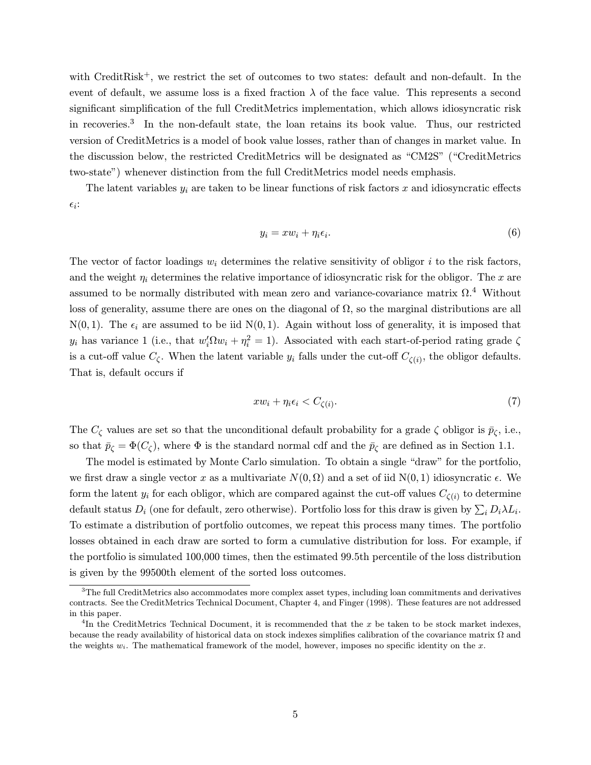with CreditRisk$^+$, we restrict the set of outcomes to two states: default and non-default. In the event of default, we assume loss is a fixed fraction $\lambda$ of the face value. This represents a second significant simplification of the full CreditMetrics implementation, which allows idiosyncratic risk in recoveries.[3] In the non-default state, the loan retains its book value. Thus, our restricted version of CreditMetrics is a model of book value losses, rather than of changes in market value. In the discussion below, the restricted CreditMetrics will be designated as "CM2S" ("CreditMetrics two-state") whenever distinction from the full CreditMetrics model needs emphasis.

The latent variables $y_i$ are taken to be linear functions of risk factors $x$ and idiosyncratic effects $\epsilon_i$:

$$y_i = xw_i + \eta_i \epsilon_i. \tag{6}$$

The vector of factor loadings $w_i$ determines the relative sensitivity of obligor $i$ to the risk factors, and the weight $\eta_i$ determines the relative importance of idiosyncratic risk for the obligor. The $x$ are assumed to be normally distributed with mean zero and variance-covariance matrix $\Omega$.[4] Without loss of generality, assume there are ones on the diagonal of $\Omega$, so the marginal distributions are all $N(0,1)$. The $\epsilon_i$ are assumed to be iid $N(0,1)$. Again without loss of generality, it is imposed that $y_i$ has variance 1 (i.e., that $w_i'\Omega w_i + \eta_i^2 = 1$). Associated with each start-of-period rating grade $\zeta$ is a cut-off value $C_\zeta$. When the latent variable $y_i$ falls under the cut-off $C_{\zeta(i)}$, the obligor defaults. That is, default occurs if

$$xw_i + \eta_i \epsilon_i < C_{\zeta(i)}. \tag{7}$$

The $C_\zeta$ values are set so that the unconditional default probability for a grade $\zeta$ obligor is $\bar{p}_\zeta$, i.e., so that $\bar{p}_\zeta = \Phi(C_\zeta)$, where $\Phi$ is the standard normal cdf and the $\bar{p}_\zeta$ are defined as in Section 1.1.

The model is estimated by Monte Carlo simulation. To obtain a single "draw" for the portfolio, we first draw a single vector $x$ as a multivariate $N(0, \Omega)$ and a set of iid $N(0,1)$ idiosyncratic $\epsilon$. We form the latent $y_i$ for each obligor, which are compared against the cut-off values $C_{\zeta(i)}$ to determine default status $D_i$ (one for default, zero otherwise). Portfolio loss for this draw is given by $\sum_i D_i \lambda L_i$. To estimate a distribution of portfolio outcomes, we repeat this process many times. The portfolio losses obtained in each draw are sorted to form a cumulative distribution for loss. For example, if the portfolio is simulated 100,000 times, then the estimated 99.5th percentile of the loss distribution is given by the 99500th element of the sorted loss outcomes.

---

[3] The full CreditMetrics also accommodates more complex asset types, including loan commitments and derivatives contracts. See the CreditMetrics Technical Document, Chapter 4, and Finger (1998). These features are not addressed in this paper.

[4] In the CreditMetrics Technical Document, it is recommended that the $x$ be taken to be stock market indexes, because the ready availability of historical data on stock indexes simplifies calibration of the covariance matrix $\Omega$ and the weights $w_i$. The mathematical framework of the model, however, imposes no specific identity on the $x$.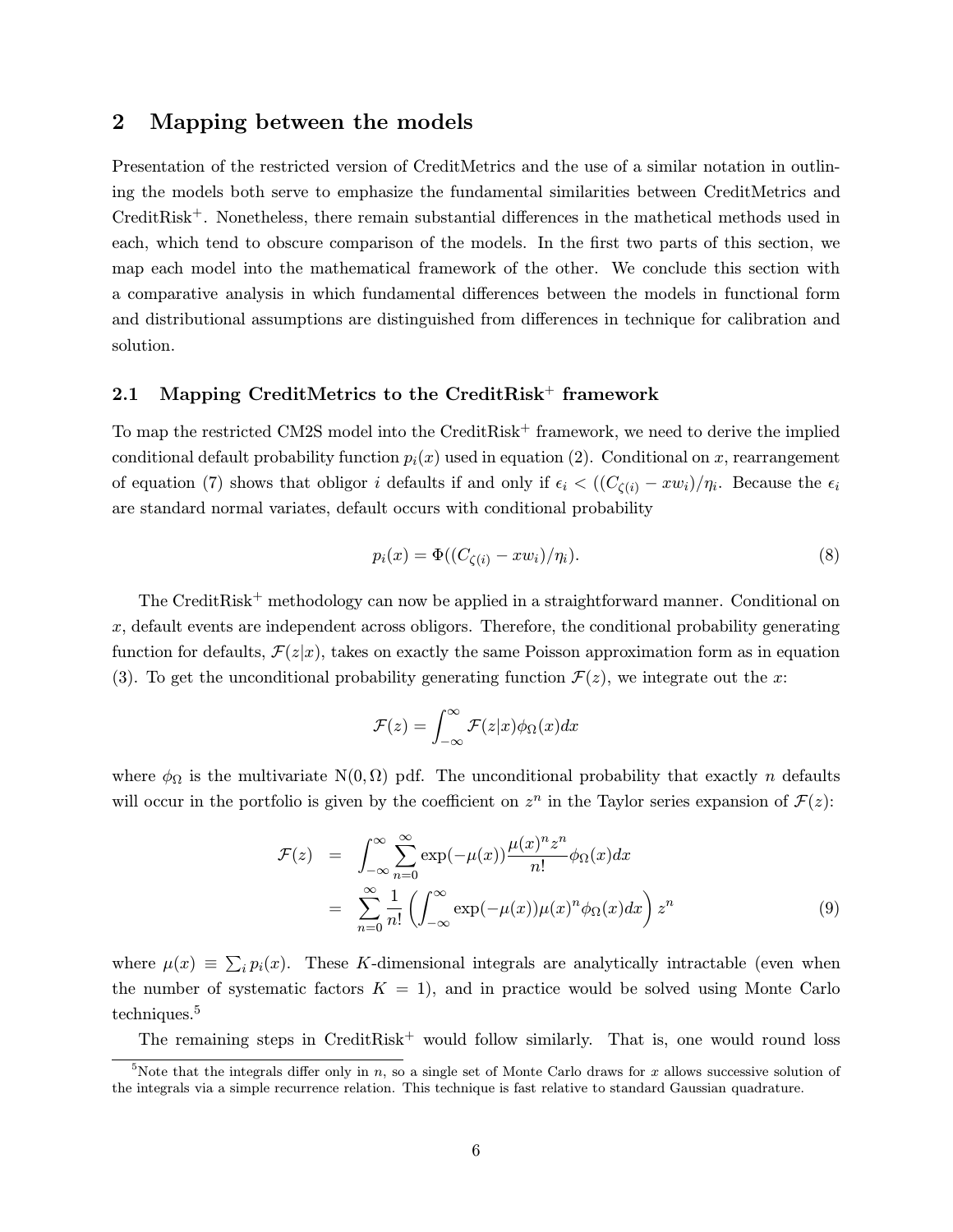## 2 Mapping between the models

Presentation of the restricted version of CreditMetrics and the use of a similar notation in outlining the models both serve to emphasize the fundamental similarities between CreditMetrics and CreditRisk$^+$. Nonetheless, there remain substantial differences in the mathetical methods used in each, which tend to obscure comparison of the models. In the first two parts of this section, we map each model into the mathematical framework of the other. We conclude this section with a comparative analysis in which fundamental differences between the models in functional form and distributional assumptions are distinguished from differences in technique for calibration and solution.

### 2.1 Mapping CreditMetrics to the CreditRisk$^+$ framework

To map the restricted CM2S model into the CreditRisk$^+$ framework, we need to derive the implied conditional default probability function $p_i(x)$ used in equation (2). Conditional on $x$, rearrangement of equation (7) shows that obligor $i$ defaults if and only if $\epsilon_i < ((C_{\zeta(i)} - xw_i)/\eta_i$. Because the $\epsilon_i$ are standard normal variates, default occurs with conditional probability

$$p_i(x) = \Phi((C_{\zeta(i)} - xw_i)/\eta_i). \tag{8}$$

The CreditRisk$^+$ methodology can now be applied in a straightforward manner. Conditional on $x$, default events are independent across obligors. Therefore, the conditional probability generating function for defaults, $\mathcal{F}(z|x)$, takes on exactly the same Poisson approximation form as in equation (3). To get the unconditional probability generating function $\mathcal{F}(z)$, we integrate out the $x$:

$$\mathcal{F}(z) = \int_{-\infty}^{\infty} \mathcal{F}(z|x)\phi_\Omega(x)dx$$

where $\phi_\Omega$ is the multivariate $\mathrm{N}(0, \Omega)$ pdf. The unconditional probability that exactly $n$ defaults will occur in the portfolio is given by the coefficient on $z^n$ in the Taylor series expansion of $\mathcal{F}(z)$:

$$\begin{aligned}
\mathcal{F}(z) &= \int_{-\infty}^{\infty} \sum_{n=0}^{\infty} \exp(-\mu(x)) \frac{\mu(x)^n z^n}{n!} \phi_\Omega(x)dx \\
&= \sum_{n=0}^{\infty} \frac{1}{n!} \left( \int_{-\infty}^{\infty} \exp(-\mu(x))\mu(x)^n \phi_\Omega(x)dx \right) z^n
\end{aligned} \tag{9}$$

where $\mu(x) \equiv \sum_i p_i(x)$. These $K$-dimensional integrals are analytically intractable (even when the number of systematic factors $K = 1$), and in practice would be solved using Monte Carlo techniques.[5]

The remaining steps in CreditRisk$^+$ would follow similarly. That is, one would round loss

[5] Note that the integrals differ only in $n$, so a single set of Monte Carlo draws for $x$ allows successive solution of the integrals via a simple recurrence relation. This technique is fast relative to standard Gaussian quadrature.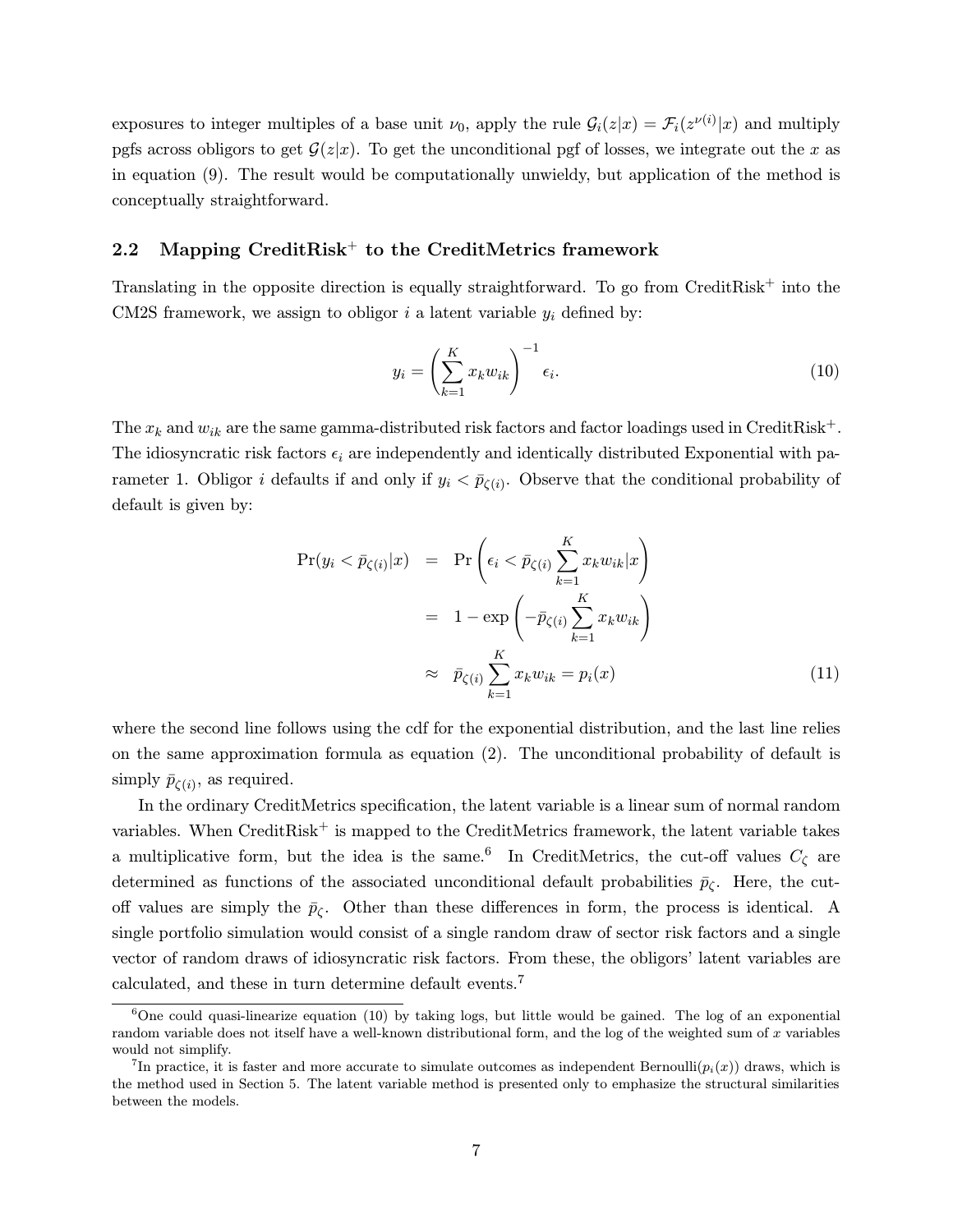exposures to integer multiples of a base unit $\nu_0$, apply the rule $\mathcal{G}_i(z|x) = \mathcal{F}_i(z^{\nu(i)}|x)$ and multiply pgfs across obligors to get $\mathcal{G}(z|x)$. To get the unconditional pgf of losses, we integrate out the $x$ as in equation (9). The result would be computationally unwieldy, but application of the method is conceptually straightforward.

## 2.2 Mapping CreditRisk$^+$ to the CreditMetrics framework

Translating in the opposite direction is equally straightforward. To go from CreditRisk$^+$ into the CM2S framework, we assign to obligor $i$ a latent variable $y_i$ defined by:

$$y_i = \left( \sum_{k=1}^{K} x_k w_{ik} \right)^{-1} \epsilon_i. \tag{10}$$

The $x_k$ and $w_{ik}$ are the same gamma-distributed risk factors and factor loadings used in CreditRisk$^+$. The idiosyncratic risk factors $\epsilon_i$ are independently and identically distributed Exponential with parameter 1. Obligor $i$ defaults if and only if $y_i < \bar{p}_{\zeta(i)}$. Observe that the conditional probability of default is given by:

$$\begin{aligned}
\Pr(y_i < \bar{p}_{\zeta(i)}|x) &= \Pr\left( \epsilon_i < \bar{p}_{\zeta(i)} \sum_{k=1}^{K} x_k w_{ik} | x \right) \\
&= 1 - \exp\left( -\bar{p}_{\zeta(i)} \sum_{k=1}^{K} x_k w_{ik} \right) \\
&\approx \bar{p}_{\zeta(i)} \sum_{k=1}^{K} x_k w_{ik} = p_i(x)
\end{aligned} \tag{11}$$

where the second line follows using the cdf for the exponential distribution, and the last line relies on the same approximation formula as equation (2). The unconditional probability of default is simply $\bar{p}_{\zeta(i)}$, as required.

In the ordinary CreditMetrics specification, the latent variable is a linear sum of normal random variables. When CreditRisk$^+$ is mapped to the CreditMetrics framework, the latent variable takes a multiplicative form, but the idea is the same.[6] In CreditMetrics, the cut-off values $C_\zeta$ are determined as functions of the associated unconditional default probabilities $\bar{p}_\zeta$. Here, the cut-off values are simply the $\bar{p}_\zeta$. Other than these differences in form, the process is identical. A single portfolio simulation would consist of a single random draw of sector risk factors and a single vector of random draws of idiosyncratic risk factors. From these, the obligors' latent variables are calculated, and these in turn determine default events.[7]

---

[6] One could quasi-linearize equation (10) by taking logs, but little would be gained. The log of an exponential random variable does not itself have a well-known distributional form, and the log of the weighted sum of $x$ variables would not simplify.

[7] In practice, it is faster and more accurate to simulate outcomes as independent Bernoulli($p_i(x)$) draws, which is the method used in Section 5. The latent variable method is presented only to emphasize the structural similarities between the models.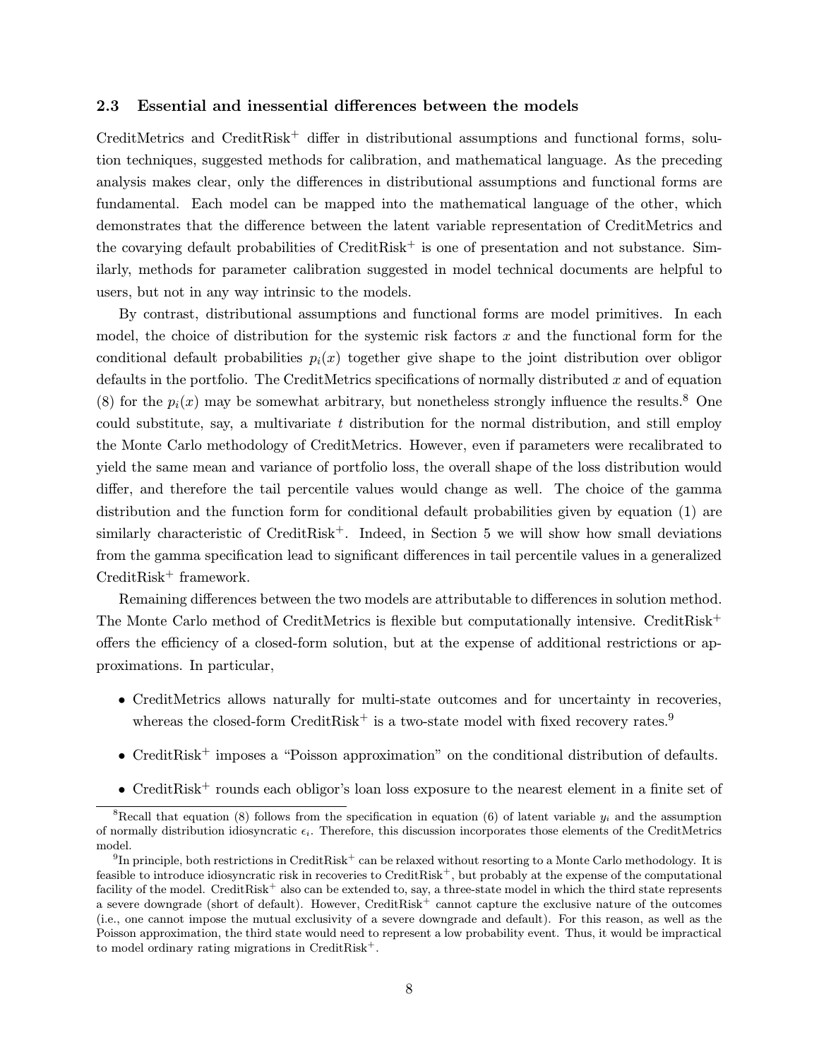### 2.3 Essential and inessential differences between the models

CreditMetrics and CreditRisk$^+$ differ in distributional assumptions and functional forms, solution techniques, suggested methods for calibration, and mathematical language. As the preceding analysis makes clear, only the differences in distributional assumptions and functional forms are fundamental. Each model can be mapped into the mathematical language of the other, which demonstrates that the difference between the latent variable representation of CreditMetrics and the covarying default probabilities of CreditRisk$^+$ is one of presentation and not substance. Similarly, methods for parameter calibration suggested in model technical documents are helpful to users, but not in any way intrinsic to the models.

By contrast, distributional assumptions and functional forms are model primitives. In each model, the choice of distribution for the systemic risk factors $x$ and the functional form for the conditional default probabilities $p_i(x)$ together give shape to the joint distribution over obligor defaults in the portfolio. The CreditMetrics specifications of normally distributed $x$ and of equation (8) for the $p_i(x)$ may be somewhat arbitrary, but nonetheless strongly influence the results.[8] One could substitute, say, a multivariate $t$ distribution for the normal distribution, and still employ the Monte Carlo methodology of CreditMetrics. However, even if parameters were recalibrated to yield the same mean and variance of portfolio loss, the overall shape of the loss distribution would differ, and therefore the tail percentile values would change as well. The choice of the gamma distribution and the function form for conditional default probabilities given by equation (1) are similarly characteristic of CreditRisk$^+$. Indeed, in Section 5 we will show how small deviations from the gamma specification lead to significant differences in tail percentile values in a generalized CreditRisk$^+$ framework.

Remaining differences between the two models are attributable to differences in solution method. The Monte Carlo method of CreditMetrics is flexible but computationally intensive. CreditRisk$^+$ offers the efficiency of a closed-form solution, but at the expense of additional restrictions or approximations. In particular,

- CreditMetrics allows naturally for multi-state outcomes and for uncertainty in recoveries, whereas the closed-form CreditRisk$^+$ is a two-state model with fixed recovery rates.[9]
- CreditRisk$^+$ imposes a "Poisson approximation" on the conditional distribution of defaults.
- CreditRisk$^+$ rounds each obligor's loan loss exposure to the nearest element in a finite set of

[8] Recall that equation (8) follows from the specification in equation (6) of latent variable $y_i$ and the assumption of normally distribution idiosyncratic $\epsilon_i$. Therefore, this discussion incorporates those elements of the CreditMetrics model.

[9] In principle, both restrictions in CreditRisk$^+$ can be relaxed without resorting to a Monte Carlo methodology. It is feasible to introduce idiosyncratic risk in recoveries to CreditRisk$^+$, but probably at the expense of the computational facility of the model. CreditRisk$^+$ also can be extended to, say, a three-state model in which the third state represents a severe downgrade (short of default). However, CreditRisk$^+$ cannot capture the exclusive nature of the outcomes (i.e., one cannot impose the mutual exclusivity of a severe downgrade and default). For this reason, as well as the Poisson approximation, the third state would need to represent a low probability event. Thus, it would be impractical to model ordinary rating migrations in CreditRisk$^+$.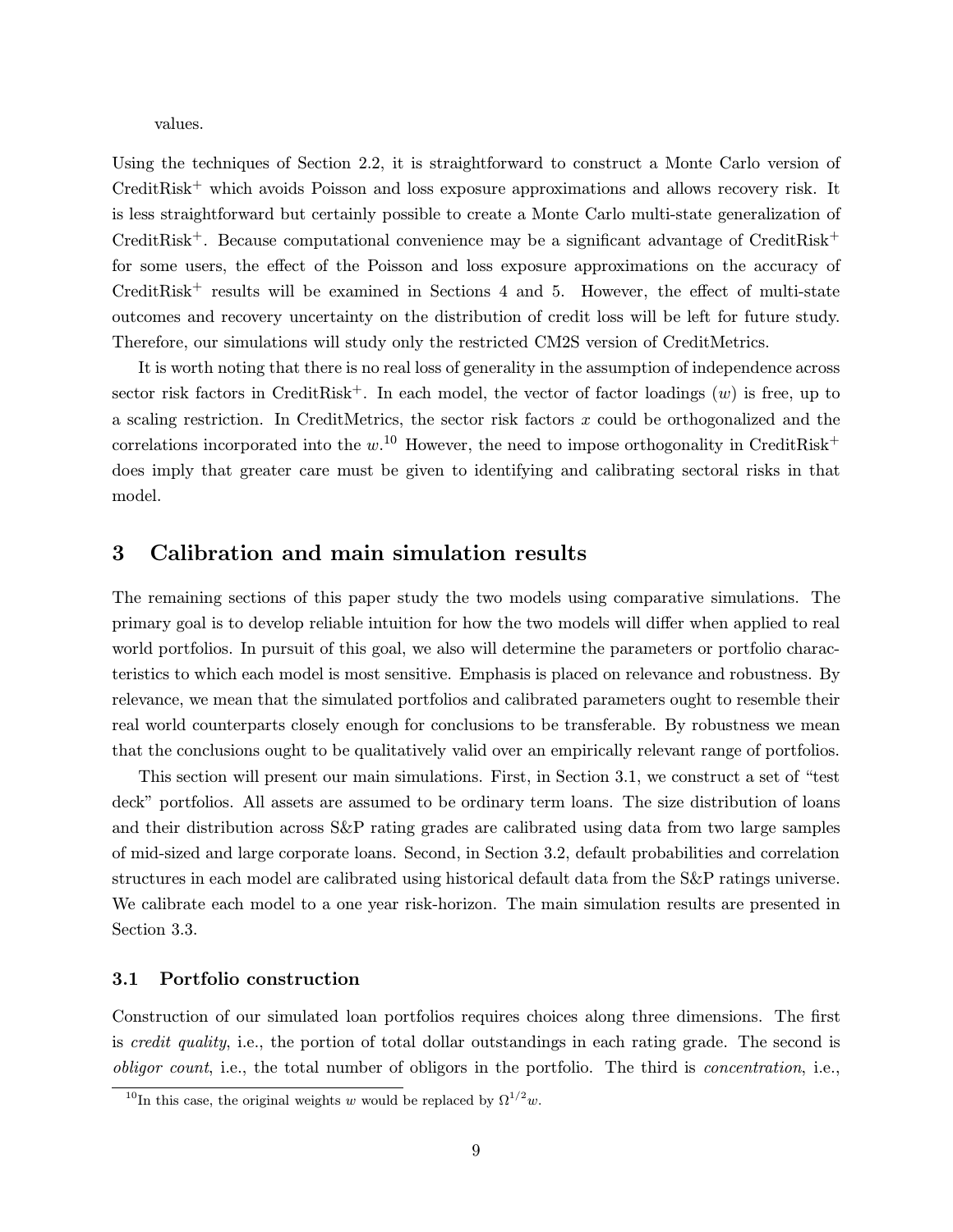values.

Using the techniques of Section 2.2, it is straightforward to construct a Monte Carlo version of CreditRisk$^+$ which avoids Poisson and loss exposure approximations and allows recovery risk. It is less straightforward but certainly possible to create a Monte Carlo multi-state generalization of CreditRisk$^+$. Because computational convenience may be a significant advantage of CreditRisk$^+$ for some users, the effect of the Poisson and loss exposure approximations on the accuracy of CreditRisk$^+$ results will be examined in Sections 4 and 5. However, the effect of multi-state outcomes and recovery uncertainty on the distribution of credit loss will be left for future study. Therefore, our simulations will study only the restricted CM2S version of CreditMetrics.

It is worth noting that there is no real loss of generality in the assumption of independence across sector risk factors in CreditRisk$^+$. In each model, the vector of factor loadings ($w$) is free, up to a scaling restriction. In CreditMetrics, the sector risk factors $x$ could be orthogonalized and the correlations incorporated into the $w$.[10] However, the need to impose orthogonality in CreditRisk$^+$ does imply that greater care must be given to identifying and calibrating sectoral risks in that model.

# 3 Calibration and main simulation results

The remaining sections of this paper study the two models using comparative simulations. The primary goal is to develop reliable intuition for how the two models will differ when applied to real world portfolios. In pursuit of this goal, we also will determine the parameters or portfolio characteristics to which each model is most sensitive. Emphasis is placed on relevance and robustness. By relevance, we mean that the simulated portfolios and calibrated parameters ought to resemble their real world counterparts closely enough for conclusions to be transferable. By robustness we mean that the conclusions ought to be qualitatively valid over an empirically relevant range of portfolios.

This section will present our main simulations. First, in Section 3.1, we construct a set of "test deck" portfolios. All assets are assumed to be ordinary term loans. The size distribution of loans and their distribution across S&P rating grades are calibrated using data from two large samples of mid-sized and large corporate loans. Second, in Section 3.2, default probabilities and correlation structures in each model are calibrated using historical default data from the S&P ratings universe. We calibrate each model to a one year risk-horizon. The main simulation results are presented in Section 3.3.

## 3.1 Portfolio construction

Construction of our simulated loan portfolios requires choices along three dimensions. The first is *credit quality*, i.e., the portion of total dollar outstandings in each rating grade. The second is *obligor count*, i.e., the total number of obligors in the portfolio. The third is *concentration*, i.e.,

[10] In this case, the original weights $w$ would be replaced by $\Omega^{1/2}w$.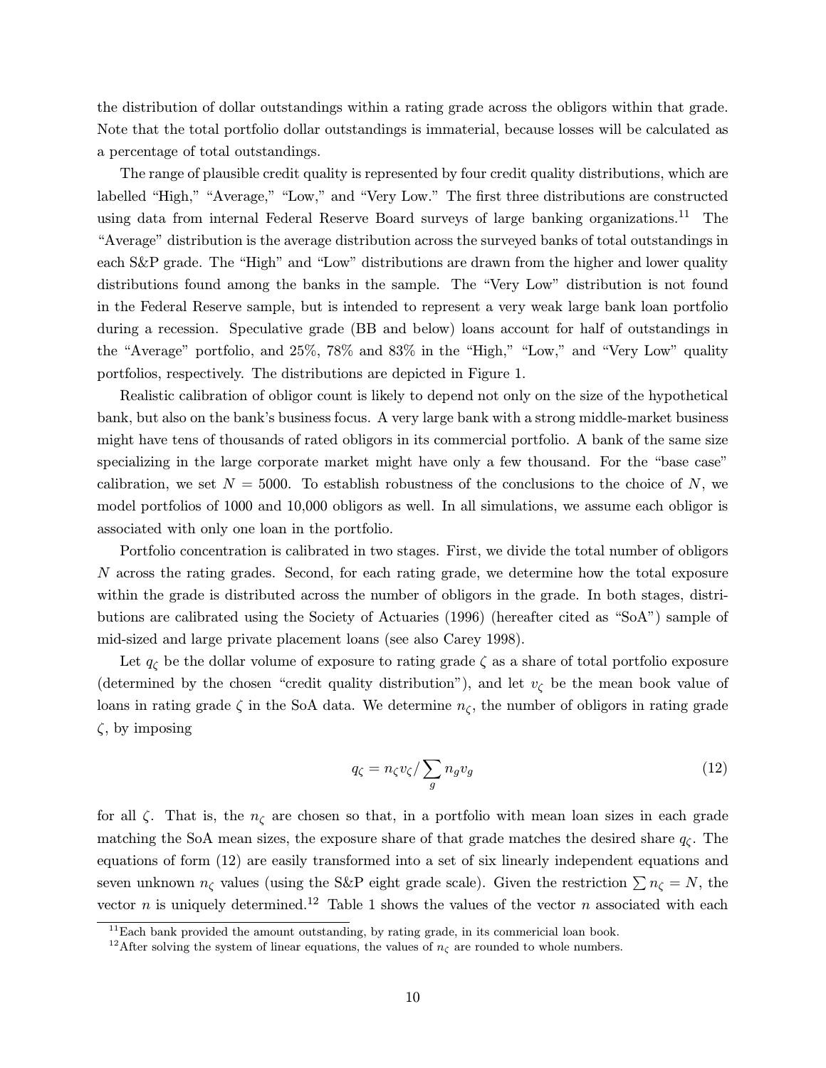the distribution of dollar outstandings within a rating grade across the obligors within that grade. Note that the total portfolio dollar outstandings is immaterial, because losses will be calculated as a percentage of total outstandings.

The range of plausible credit quality is represented by four credit quality distributions, which are labelled "High," "Average," "Low," and "Very Low." The first three distributions are constructed using data from internal Federal Reserve Board surveys of large banking organizations.[11] The "Average" distribution is the average distribution across the surveyed banks of total outstandings in each S&P grade. The "High" and "Low" distributions are drawn from the higher and lower quality distributions found among the banks in the sample. The "Very Low" distribution is not found in the Federal Reserve sample, but is intended to represent a very weak large bank loan portfolio during a recession. Speculative grade (BB and below) loans account for half of outstandings in the "Average" portfolio, and 25%, 78% and 83% in the "High," "Low," and "Very Low" quality portfolios, respectively. The distributions are depicted in Figure 1.

Realistic calibration of obligor count is likely to depend not only on the size of the hypothetical bank, but also on the bank's business focus. A very large bank with a strong middle-market business might have tens of thousands of rated obligors in its commercial portfolio. A bank of the same size specializing in the large corporate market might have only a few thousand. For the "base case" calibration, we set $N = 5000$. To establish robustness of the conclusions to the choice of $N$, we model portfolios of 1000 and 10,000 obligors as well. In all simulations, we assume each obligor is associated with only one loan in the portfolio.

Portfolio concentration is calibrated in two stages. First, we divide the total number of obligors $N$ across the rating grades. Second, for each rating grade, we determine how the total exposure within the grade is distributed across the number of obligors in the grade. In both stages, distributions are calibrated using the Society of Actuaries (1996) (hereafter cited as "SoA") sample of mid-sized and large private placement loans (see also Carey 1998).

Let $q_\zeta$ be the dollar volume of exposure to rating grade $\zeta$ as a share of total portfolio exposure (determined by the chosen "credit quality distribution"), and let $v_\zeta$ be the mean book value of loans in rating grade $\zeta$ in the SoA data. We determine $n_\zeta$, the number of obligors in rating grade $\zeta$, by imposing

$$q_\zeta = n_\zeta v_\zeta / \sum_g n_g v_g \tag{12}$$

for all $\zeta$. That is, the $n_\zeta$ are chosen so that, in a portfolio with mean loan sizes in each grade matching the SoA mean sizes, the exposure share of that grade matches the desired share $q_\zeta$. The equations of form (12) are easily transformed into a set of six linearly independent equations and seven unknown $n_\zeta$ values (using the S&P eight grade scale). Given the restriction $\sum n_\zeta = N$, the vector $n$ is uniquely determined.[12] Table 1 shows the values of the vector $n$ associated with each

[11] Each bank provided the amount outstanding, by rating grade, in its commericial loan book.

[12] After solving the system of linear equations, the values of $n_\zeta$ are rounded to whole numbers.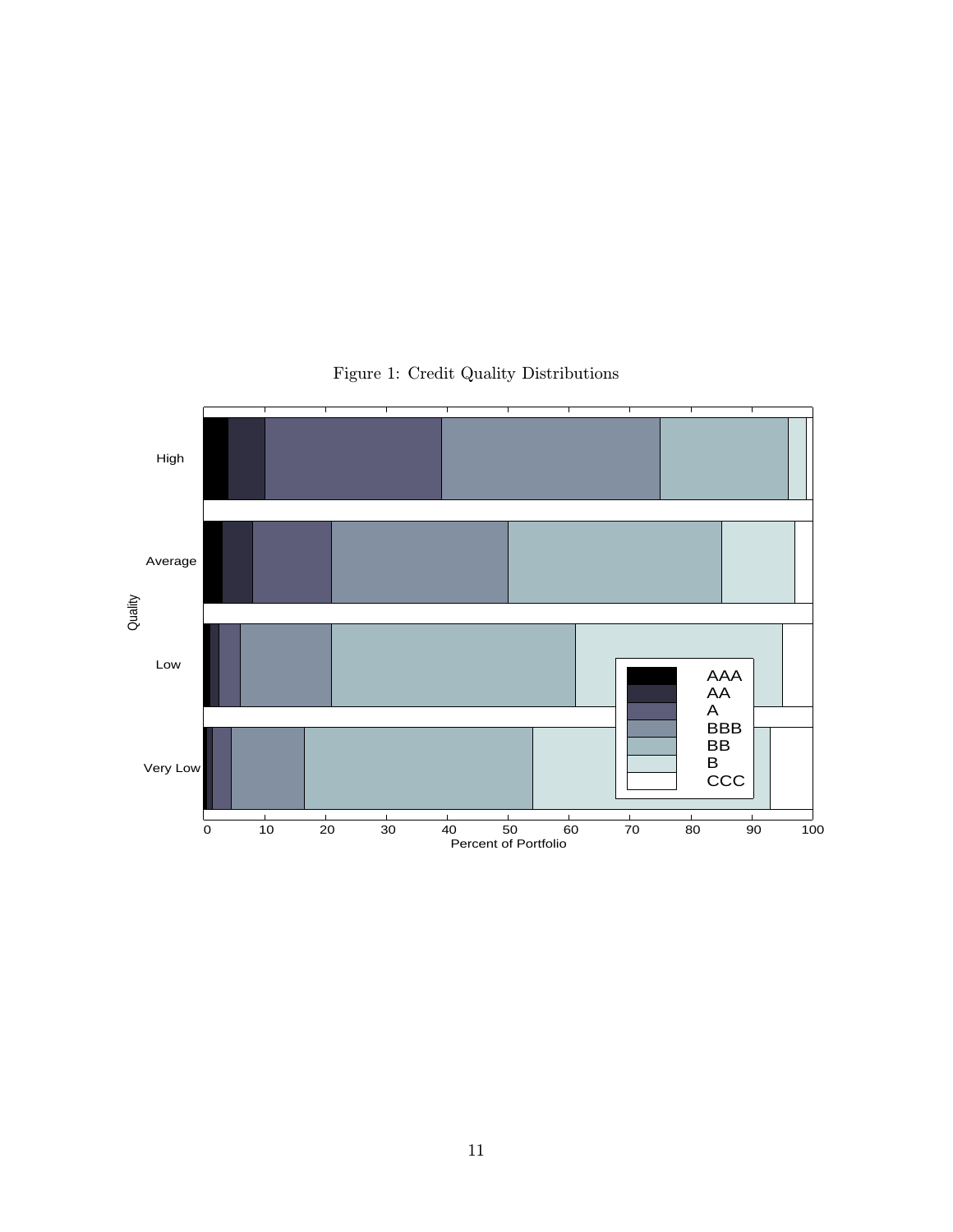Figure 1: Credit Quality Distributions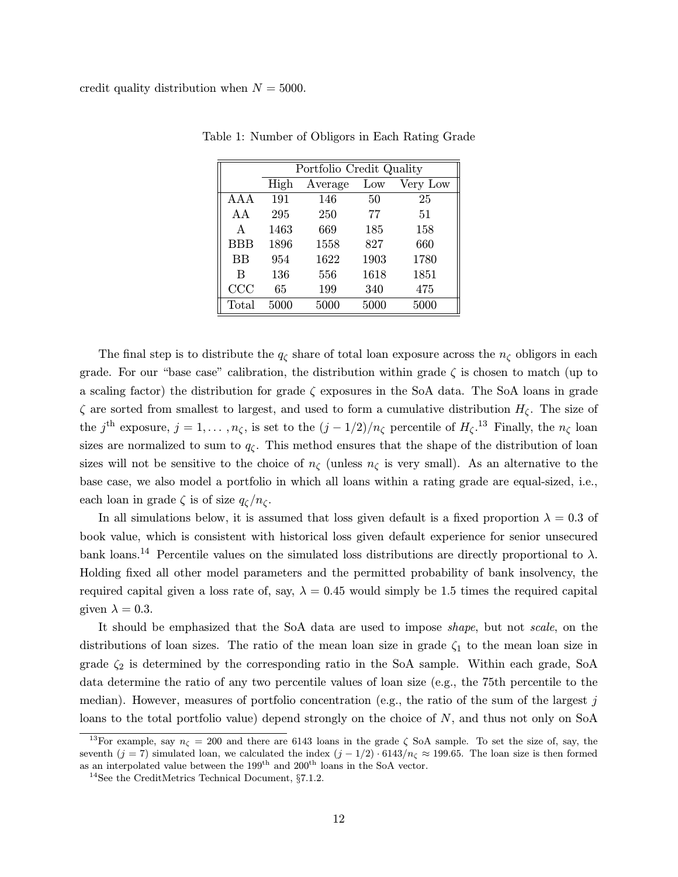credit quality distribution when $N = 5000$.

Table 1: Number of Obligors in Each Rating Grade

| | Portfolio Credit Quality | | | |
|---|---|---|---|---|
| | High | Average | Low | Very Low |
| AAA | 191 | 146 | 50 | 25 |
| AA | 295 | 250 | 77 | 51 |
| A | 1463 | 669 | 185 | 158 |
| BBB | 1896 | 1558 | 827 | 660 |
| BB | 954 | 1622 | 1903 | 1780 |
| B | 136 | 556 | 1618 | 1851 |
| CCC | 65 | 199 | 340 | 475 |
| Total | 5000 | 5000 | 5000 | 5000 |

The final step is to distribute the $q_\zeta$ share of total loan exposure across the $n_\zeta$ obligors in each grade. For our "base case" calibration, the distribution within grade $\zeta$ is chosen to match (up to a scaling factor) the distribution for grade $\zeta$ exposures in the SoA data. The SoA loans in grade $\zeta$ are sorted from smallest to largest, and used to form a cumulative distribution $H_\zeta$. The size of the $j^{\text{th}}$ exposure, $j = 1, \ldots, n_\zeta$, is set to the $(j - 1/2)/n_\zeta$ percentile of $H_\zeta$.[13] Finally, the $n_\zeta$ loan sizes are normalized to sum to $q_\zeta$. This method ensures that the shape of the distribution of loan sizes will not be sensitive to the choice of $n_\zeta$ (unless $n_\zeta$ is very small). As an alternative to the base case, we also model a portfolio in which all loans within a rating grade are equal-sized, i.e., each loan in grade $\zeta$ is of size $q_\zeta/n_\zeta$.

In all simulations below, it is assumed that loss given default is a fixed proportion $\lambda = 0.3$ of book value, which is consistent with historical loss given default experience for senior unsecured bank loans.[14] Percentile values on the simulated loss distributions are directly proportional to $\lambda$. Holding fixed all other model parameters and the permitted probability of bank insolvency, the required capital given a loss rate of, say, $\lambda = 0.45$ would simply be 1.5 times the required capital given $\lambda = 0.3$.

It should be emphasized that the SoA data are used to impose *shape*, but not *scale*, on the distributions of loan sizes. The ratio of the mean loan size in grade $\zeta_1$ to the mean loan size in grade $\zeta_2$ is determined by the corresponding ratio in the SoA sample. Within each grade, SoA data determine the ratio of any two percentile values of loan size (e.g., the 75th percentile to the median). However, measures of portfolio concentration (e.g., the ratio of the sum of the largest $j$ loans to the total portfolio value) depend strongly on the choice of $N$, and thus not only on SoA

[13] For example, say $n_\zeta = 200$ and there are 6143 loans in the grade $\zeta$ SoA sample. To set the size of, say, the seventh ($j = 7$) simulated loan, we calculated the index $(j - 1/2) \cdot 6143/n_\zeta \approx 199.65$. The loan size is then formed as an interpolated value between the 199th and 200th loans in the SoA vector.

[14] See the CreditMetrics Technical Document, §7.1.2.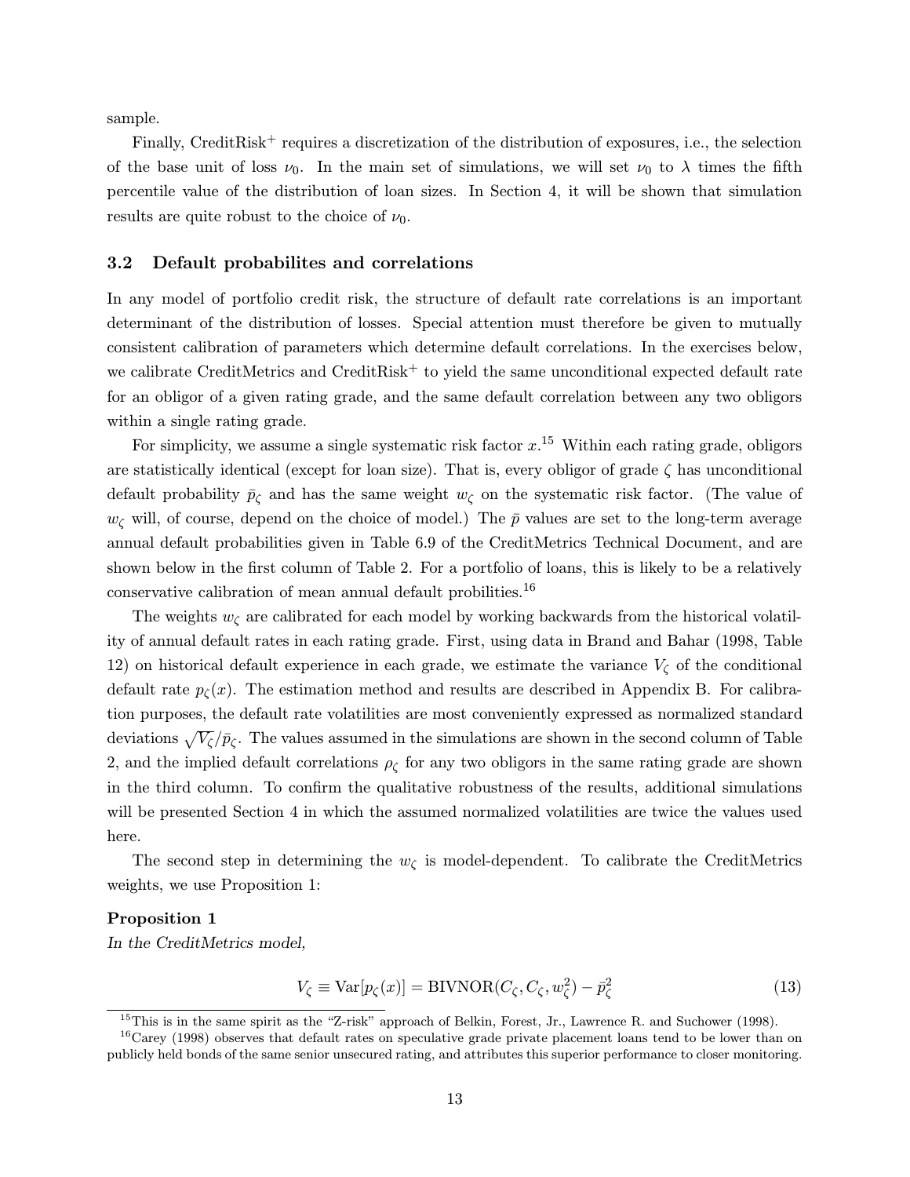sample.

Finally, CreditRisk$^+$ requires a discretization of the distribution of exposures, i.e., the selection of the base unit of loss $\nu_0$. In the main set of simulations, we will set $\nu_0$ to $\lambda$ times the fifth percentile value of the distribution of loan sizes. In Section 4, it will be shown that simulation results are quite robust to the choice of $\nu_0$.

### 3.2 Default probabilites and correlations

In any model of portfolio credit risk, the structure of default rate correlations is an important determinant of the distribution of losses. Special attention must therefore be given to mutually consistent calibration of parameters which determine default correlations. In the exercises below, we calibrate CreditMetrics and CreditRisk$^+$ to yield the same unconditional expected default rate for an obligor of a given rating grade, and the same default correlation between any two obligors within a single rating grade.

For simplicity, we assume a single systematic risk factor $x$.[15] Within each rating grade, obligors are statistically identical (except for loan size). That is, every obligor of grade $\zeta$ has unconditional default probability $\bar{p}_\zeta$ and has the same weight $w_\zeta$ on the systematic risk factor. (The value of $w_\zeta$ will, of course, depend on the choice of model.) The $\bar{p}$ values are set to the long-term average annual default probabilities given in Table 6.9 of the CreditMetrics Technical Document, and are shown below in the first column of Table 2. For a portfolio of loans, this is likely to be a relatively conservative calibration of mean annual default probilities.[16]

The weights $w_\zeta$ are calibrated for each model by working backwards from the historical volatility of annual default rates in each rating grade. First, using data in Brand and Bahar (1998, Table 12) on historical default experience in each grade, we estimate the variance $V_\zeta$ of the conditional default rate $p_\zeta(x)$. The estimation method and results are described in Appendix B. For calibration purposes, the default rate volatilities are most conveniently expressed as normalized standard deviations $\sqrt{V_\zeta}/\bar{p}_\zeta$. The values assumed in the simulations are shown in the second column of Table 2, and the implied default correlations $\rho_\zeta$ for any two obligors in the same rating grade are shown in the third column. To confirm the qualitative robustness of the results, additional simulations will be presented Section 4 in which the assumed normalized volatilities are twice the values used here.

The second step in determining the $w_\zeta$ is model-dependent. To calibrate the CreditMetrics weights, we use Proposition 1:

**Proposition 1**
*In the CreditMetrics model,*

$$V_\zeta \equiv \text{Var}[p_\zeta(x)] = \text{BIVNOR}(C_\zeta, C_\zeta, w_\zeta^2) - \bar{p}_\zeta^2 \tag{13}$$

[15] This is in the same spirit as the "Z-risk" approach of Belkin, Forest, Jr., Lawrence R. and Suchower (1998).

[16] Carey (1998) observes that default rates on speculative grade private placement loans tend to be lower than on publicly held bonds of the same senior unsecured rating, and attributes this superior performance to closer monitoring.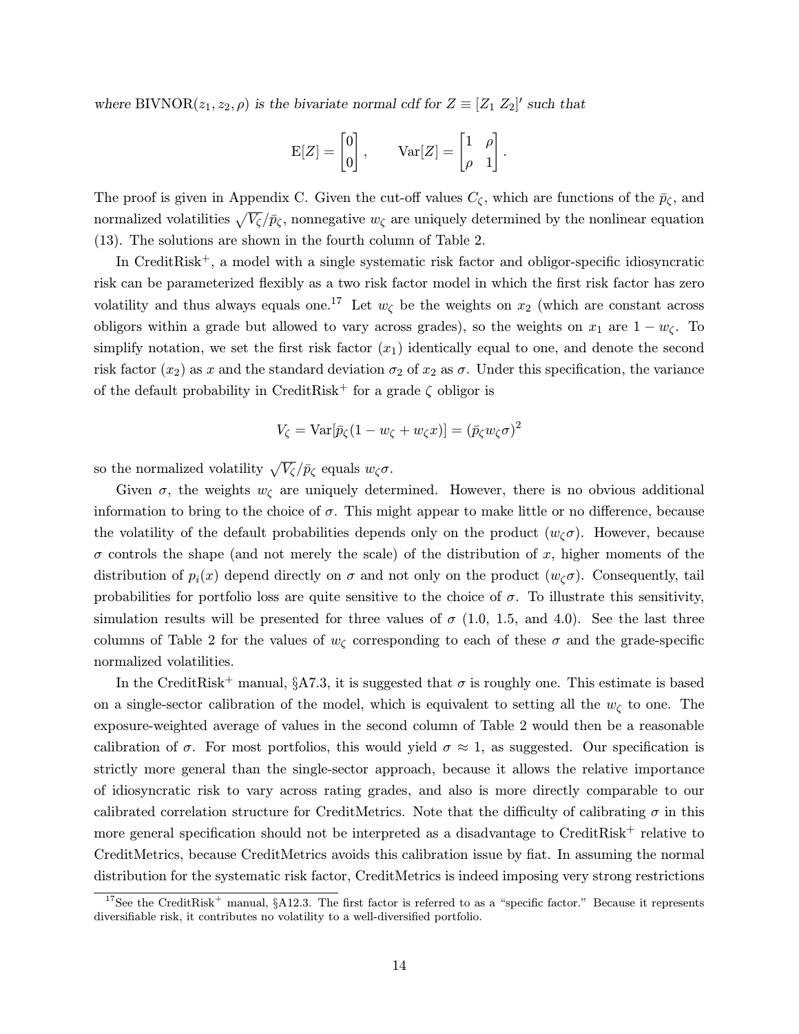*where* $\text{BIVNOR}(z_1, z_2, \rho)$ *is the bivariate normal cdf for* $Z \equiv [Z_1\ Z_2]'$ *such that*

$$\text{E}[Z] = \begin{bmatrix} 0 \\ 0 \end{bmatrix}, \qquad \text{Var}[Z] = \begin{bmatrix} 1 & \rho \\ \rho & 1 \end{bmatrix}.$$

The proof is given in Appendix C. Given the cut-off values $C_\zeta$, which are functions of the $\bar{p}_\zeta$, and normalized volatilities $\sqrt{V_\zeta}/\bar{p}_\zeta$, nonnegative $w_\zeta$ are uniquely determined by the nonlinear equation (13). The solutions are shown in the fourth column of Table 2.

In CreditRisk$^+$, a model with a single systematic risk factor and obligor-specific idiosyncratic risk can be parameterized flexibly as a two risk factor model in which the first risk factor has zero volatility and thus always equals one.[17] Let $w_\zeta$ be the weights on $x_2$ (which are constant across obligors within a grade but allowed to vary across grades), so the weights on $x_1$ are $1 - w_\zeta$. To simplify notation, we set the first risk factor ($x_1$) identically equal to one, and denote the second risk factor ($x_2$) as $x$ and the standard deviation $\sigma_2$ of $x_2$ as $\sigma$. Under this specification, the variance of the default probability in CreditRisk$^+$ for a grade $\zeta$ obligor is

$$V_\zeta = \text{Var}[\bar{p}_\zeta(1 - w_\zeta + w_\zeta x)] = (\bar{p}_\zeta w_\zeta \sigma)^2$$

so the normalized volatility $\sqrt{V_\zeta}/\bar{p}_\zeta$ equals $w_\zeta \sigma$.

Given $\sigma$, the weights $w_\zeta$ are uniquely determined. However, there is no obvious additional information to bring to the choice of $\sigma$. This might appear to make little or no difference, because the volatility of the default probabilities depends only on the product $(w_\zeta \sigma)$. However, because $\sigma$ controls the shape (and not merely the scale) of the distribution of $x$, higher moments of the distribution of $p_i(x)$ depend directly on $\sigma$ and not only on the product $(w_\zeta \sigma)$. Consequently, tail probabilities for portfolio loss are quite sensitive to the choice of $\sigma$. To illustrate this sensitivity, simulation results will be presented for three values of $\sigma$ (1.0, 1.5, and 4.0). See the last three columns of Table 2 for the values of $w_\zeta$ corresponding to each of these $\sigma$ and the grade-specific normalized volatilities.

In the CreditRisk$^+$ manual, §A7.3, it is suggested that $\sigma$ is roughly one. This estimate is based on a single-sector calibration of the model, which is equivalent to setting all the $w_\zeta$ to one. The exposure-weighted average of values in the second column of Table 2 would then be a reasonable calibration of $\sigma$. For most portfolios, this would yield $\sigma \approx 1$, as suggested. Our specification is strictly more general than the single-sector approach, because it allows the relative importance of idiosyncratic risk to vary across rating grades, and also is more directly comparable to our calibrated correlation structure for CreditMetrics. Note that the difficulty of calibrating $\sigma$ in this more general specification should not be interpreted as a disadvantage to CreditRisk$^+$ relative to CreditMetrics, because CreditMetrics avoids this calibration issue by fiat. In assuming the normal distribution for the systematic risk factor, CreditMetrics is indeed imposing very strong restrictions

[17] See the CreditRisk$^+$ manual, §A12.3. The first factor is referred to as a "specific factor." Because it represents diversifiable risk, it contributes no volatility to a well-diversified portfolio.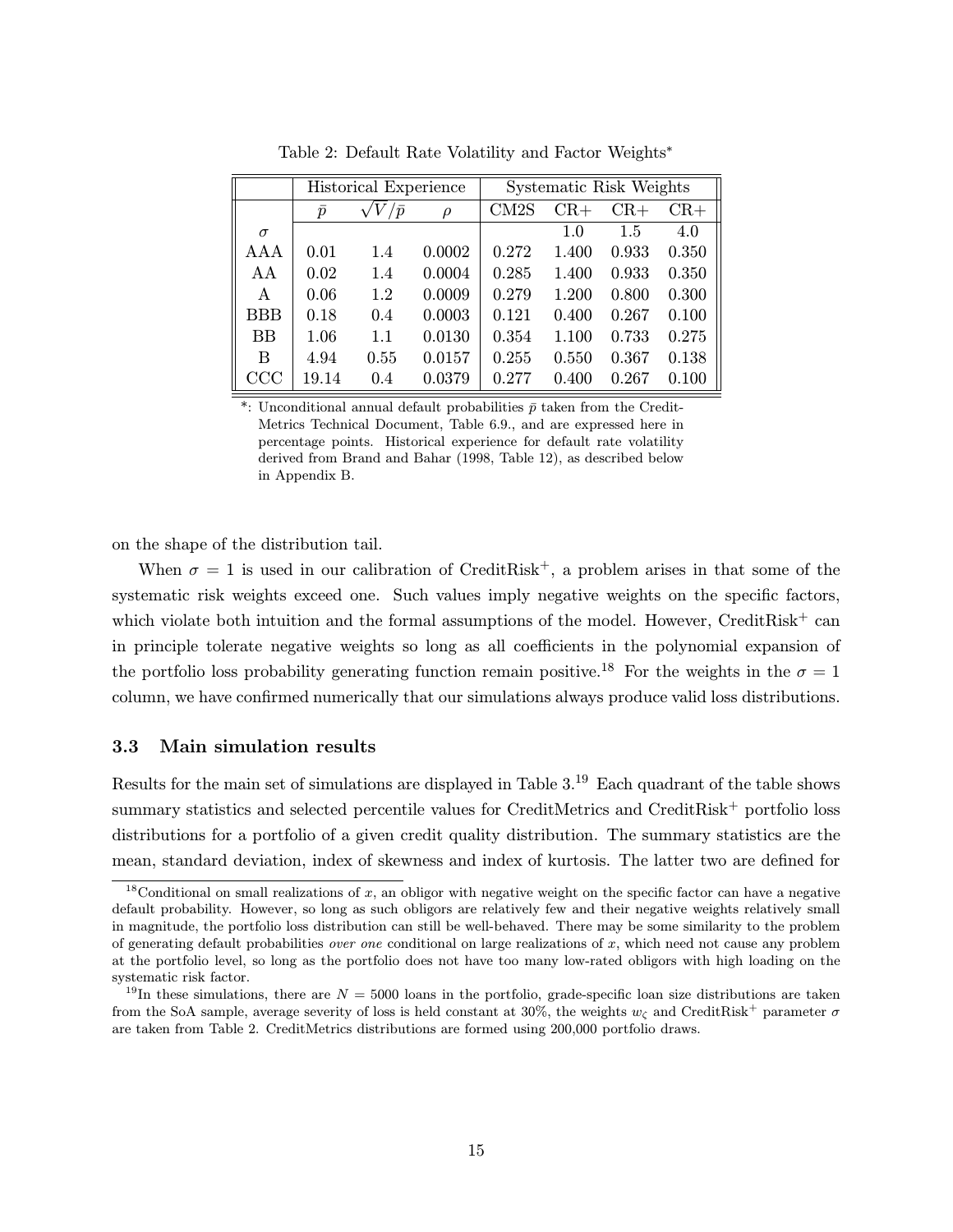Table 2: Default Rate Volatility and Factor Weights*

| | Historical Experience | | | Systematic Risk Weights | | | |
|---|---|---|---|---|---|---|---|
| | $\bar{p}$ | $\sqrt{V}/\bar{p}$ | $\rho$ | CM2S | CR+ | CR+ | CR+ |
| $\sigma$ | | | | | 1.0 | 1.5 | 4.0 |
| AAA | 0.01 | 1.4 | 0.0002 | 0.272 | 1.400 | 0.933 | 0.350 |
| AA | 0.02 | 1.4 | 0.0004 | 0.285 | 1.400 | 0.933 | 0.350 |
| A | 0.06 | 1.2 | 0.0009 | 0.279 | 1.200 | 0.800 | 0.300 |
| BBB | 0.18 | 0.4 | 0.0003 | 0.121 | 0.400 | 0.267 | 0.100 |
| BB | 1.06 | 1.1 | 0.0130 | 0.354 | 1.100 | 0.733 | 0.275 |
| B | 4.94 | 0.55 | 0.0157 | 0.255 | 0.550 | 0.367 | 0.138 |
| CCC | 19.14 | 0.4 | 0.0379 | 0.277 | 0.400 | 0.267 | 0.100 |

*: Unconditional annual default probabilities $\bar{p}$ taken from the CreditMetrics Technical Document, Table 6.9., and are expressed here in percentage points. Historical experience for default rate volatility derived from Brand and Bahar (1998, Table 12), as described below in Appendix B.

on the shape of the distribution tail.

When $\sigma = 1$ is used in our calibration of CreditRisk$^+$, a problem arises in that some of the systematic risk weights exceed one. Such values imply negative weights on the specific factors, which violate both intuition and the formal assumptions of the model. However, CreditRisk$^+$ can in principle tolerate negative weights so long as all coefficients in the polynomial expansion of the portfolio loss probability generating function remain positive.[18] For the weights in the $\sigma = 1$ column, we have confirmed numerically that our simulations always produce valid loss distributions.

### 3.3 Main simulation results

Results for the main set of simulations are displayed in Table 3.[19] Each quadrant of the table shows summary statistics and selected percentile values for CreditMetrics and CreditRisk$^+$ portfolio loss distributions for a portfolio of a given credit quality distribution. The summary statistics are the mean, standard deviation, index of skewness and index of kurtosis. The latter two are defined for

[18] Conditional on small realizations of $x$, an obligor with negative weight on the specific factor can have a negative default probability. However, so long as such obligors are relatively few and their negative weights relatively small in magnitude, the portfolio loss distribution can still be well-behaved. There may be some similarity to the problem of generating default probabilities *over one* conditional on large realizations of $x$, which need not cause any problem at the portfolio level, so long as the portfolio does not have too many low-rated obligors with high loading on the systematic risk factor.

[19] In these simulations, there are $N = 5000$ loans in the portfolio, grade-specific loan size distributions are taken from the SoA sample, average severity of loss is held constant at 30%, the weights $w_\zeta$ and CreditRisk$^+$ parameter $\sigma$ are taken from Table 2. CreditMetrics distributions are formed using 200,000 portfolio draws.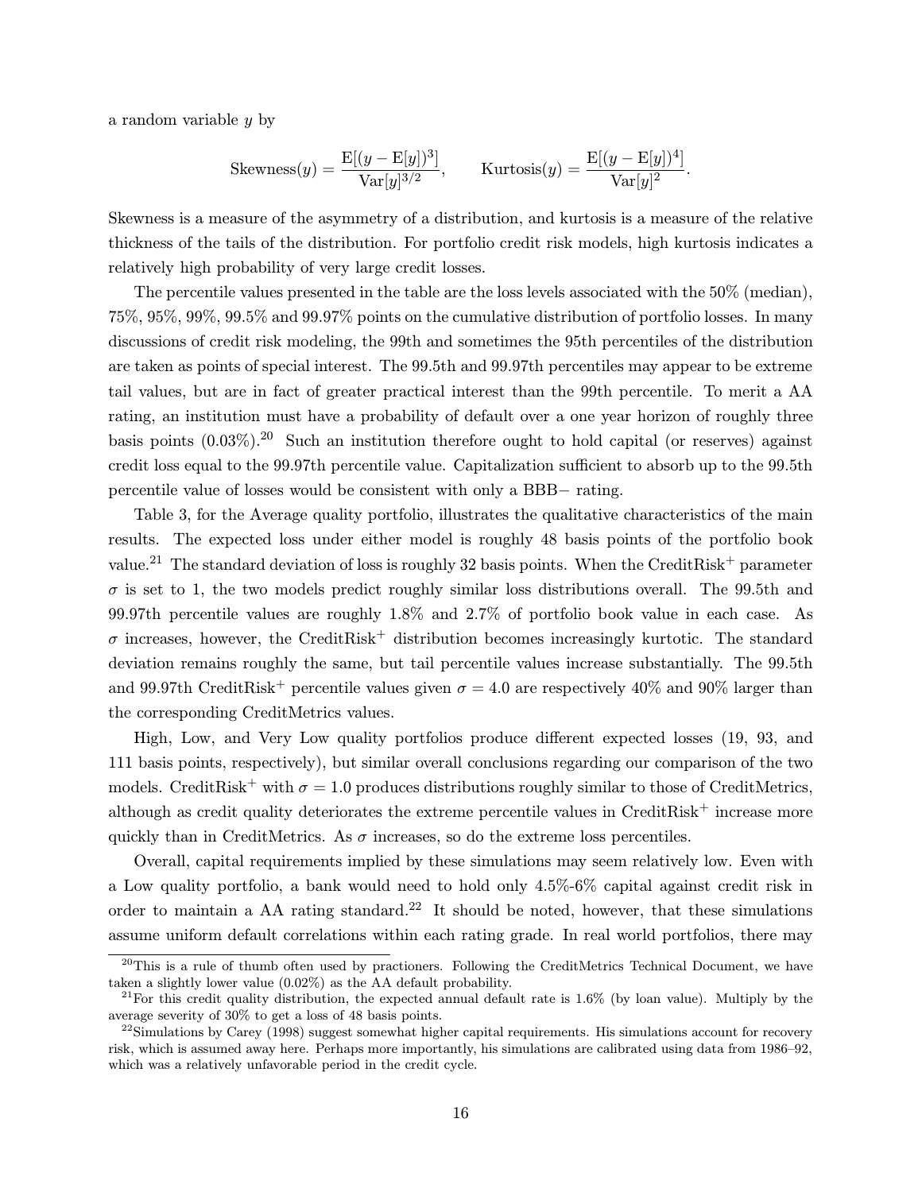a random variable $y$ by

$$\text{Skewness}(y) = \frac{\text{E}[(y - \text{E}[y])^3]}{\text{Var}[y]^{3/2}}, \qquad \text{Kurtosis}(y) = \frac{\text{E}[(y - \text{E}[y])^4]}{\text{Var}[y]^2}.$$

Skewness is a measure of the asymmetry of a distribution, and kurtosis is a measure of the relative thickness of the tails of the distribution. For portfolio credit risk models, high kurtosis indicates a relatively high probability of very large credit losses.

The percentile values presented in the table are the loss levels associated with the 50% (median), 75%, 95%, 99%, 99.5% and 99.97% points on the cumulative distribution of portfolio losses. In many discussions of credit risk modeling, the 99th and sometimes the 95th percentiles of the distribution are taken as points of special interest. The 99.5th and 99.97th percentiles may appear to be extreme tail values, but are in fact of greater practical interest than the 99th percentile. To merit a AA rating, an institution must have a probability of default over a one year horizon of roughly three basis points (0.03%).[20] Such an institution therefore ought to hold capital (or reserves) against credit loss equal to the 99.97th percentile value. Capitalization sufficient to absorb up to the 99.5th percentile value of losses would be consistent with only a BBB− rating.

Table 3, for the Average quality portfolio, illustrates the qualitative characteristics of the main results. The expected loss under either model is roughly 48 basis points of the portfolio book value.[21] The standard deviation of loss is roughly 32 basis points. When the CreditRisk$^+$ parameter $\sigma$ is set to 1, the two models predict roughly similar loss distributions overall. The 99.5th and 99.97th percentile values are roughly 1.8% and 2.7% of portfolio book value in each case. As $\sigma$ increases, however, the CreditRisk$^+$ distribution becomes increasingly kurtotic. The standard deviation remains roughly the same, but tail percentile values increase substantially. The 99.5th and 99.97th CreditRisk$^+$ percentile values given $\sigma = 4.0$ are respectively 40% and 90% larger than the corresponding CreditMetrics values.

High, Low, and Very Low quality portfolios produce different expected losses (19, 93, and 111 basis points, respectively), but similar overall conclusions regarding our comparison of the two models. CreditRisk$^+$ with $\sigma = 1.0$ produces distributions roughly similar to those of CreditMetrics, although as credit quality deteriorates the extreme percentile values in CreditRisk$^+$ increase more quickly than in CreditMetrics. As $\sigma$ increases, so do the extreme loss percentiles.

Overall, capital requirements implied by these simulations may seem relatively low. Even with a Low quality portfolio, a bank would need to hold only 4.5%-6% capital against credit risk in order to maintain a AA rating standard.[22] It should be noted, however, that these simulations assume uniform default correlations within each rating grade. In real world portfolios, there may

---

[20]This is a rule of thumb often used by practioners. Following the CreditMetrics Technical Document, we have taken a slightly lower value (0.02%) as the AA default probability.

[21]For this credit quality distribution, the expected annual default rate is 1.6% (by loan value). Multiply by the average severity of 30% to get a loss of 48 basis points.

[22]Simulations by Carey (1998) suggest somewhat higher capital requirements. His simulations account for recovery risk, which is assumed away here. Perhaps more importantly, his simulations are calibrated using data from 1986–92, which was a relatively unfavorable period in the credit cycle.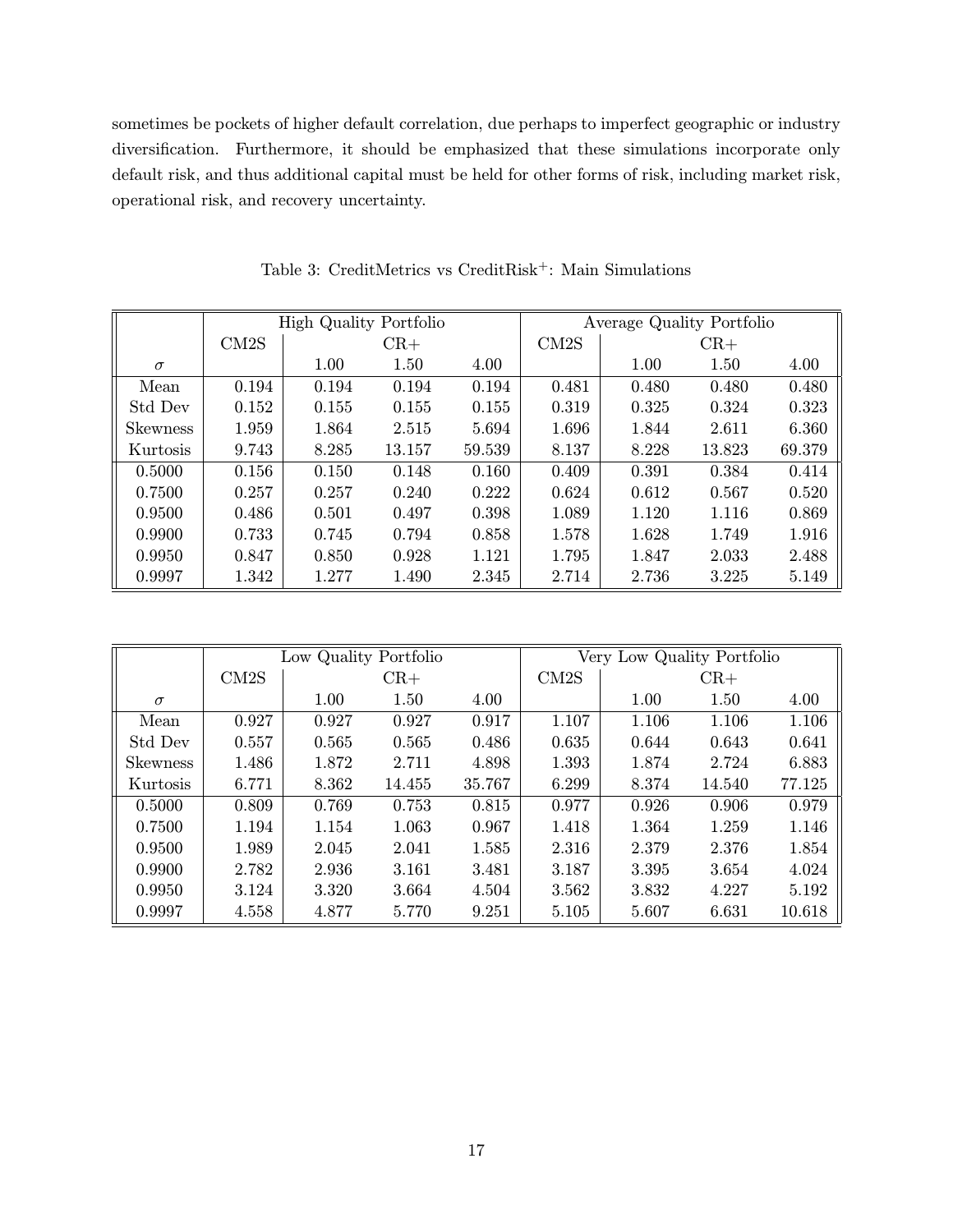sometimes be pockets of higher default correlation, due perhaps to imperfect geographic or industry diversification. Furthermore, it should be emphasized that these simulations incorporate only default risk, and thus additional capital must be held for other forms of risk, including market risk, operational risk, and recovery uncertainty.

Table 3: CreditMetrics vs CreditRisk$^+$: Main Simulations

| | High Quality Portfolio | | | | Average Quality Portfolio | | | |
|---|---|---|---|---|---|---|---|---|
| | CM2S | CR+ | | | CM2S | CR+ | | |
| $\sigma$ | | 1.00 | 1.50 | 4.00 | | 1.00 | 1.50 | 4.00 |
| Mean | 0.194 | 0.194 | 0.194 | 0.194 | 0.481 | 0.480 | 0.480 | 0.480 |
| Std Dev | 0.152 | 0.155 | 0.155 | 0.155 | 0.319 | 0.325 | 0.324 | 0.323 |
| Skewness | 1.959 | 1.864 | 2.515 | 5.694 | 1.696 | 1.844 | 2.611 | 6.360 |
| Kurtosis | 9.743 | 8.285 | 13.157 | 59.539 | 8.137 | 8.228 | 13.823 | 69.379 |
| 0.5000 | 0.156 | 0.150 | 0.148 | 0.160 | 0.409 | 0.391 | 0.384 | 0.414 |
| 0.7500 | 0.257 | 0.257 | 0.240 | 0.222 | 0.624 | 0.612 | 0.567 | 0.520 |
| 0.9500 | 0.486 | 0.501 | 0.497 | 0.398 | 1.089 | 1.120 | 1.116 | 0.869 |
| 0.9900 | 0.733 | 0.745 | 0.794 | 0.858 | 1.578 | 1.628 | 1.749 | 1.916 |
| 0.9950 | 0.847 | 0.850 | 0.928 | 1.121 | 1.795 | 1.847 | 2.033 | 2.488 |
| 0.9997 | 1.342 | 1.277 | 1.490 | 2.345 | 2.714 | 2.736 | 3.225 | 5.149 |

| | Low Quality Portfolio | | | | Very Low Quality Portfolio | | | |
|---|---|---|---|---|---|---|---|---|
| | CM2S | CR+ | | | CM2S | CR+ | | |
| $\sigma$ | | 1.00 | 1.50 | 4.00 | | 1.00 | 1.50 | 4.00 |
| Mean | 0.927 | 0.927 | 0.927 | 0.917 | 1.107 | 1.106 | 1.106 | 1.106 |
| Std Dev | 0.557 | 0.565 | 0.565 | 0.486 | 0.635 | 0.644 | 0.643 | 0.641 |
| Skewness | 1.486 | 1.872 | 2.711 | 4.898 | 1.393 | 1.874 | 2.724 | 6.883 |
| Kurtosis | 6.771 | 8.362 | 14.455 | 35.767 | 6.299 | 8.374 | 14.540 | 77.125 |
| 0.5000 | 0.809 | 0.769 | 0.753 | 0.815 | 0.977 | 0.926 | 0.906 | 0.979 |
| 0.7500 | 1.194 | 1.154 | 1.063 | 0.967 | 1.418 | 1.364 | 1.259 | 1.146 |
| 0.9500 | 1.989 | 2.045 | 2.041 | 1.585 | 2.316 | 2.379 | 2.376 | 1.854 |
| 0.9900 | 2.782 | 2.936 | 3.161 | 3.481 | 3.187 | 3.395 | 3.654 | 4.024 |
| 0.9950 | 3.124 | 3.320 | 3.664 | 4.504 | 3.562 | 3.832 | 4.227 | 5.192 |
| 0.9997 | 4.558 | 4.877 | 5.770 | 9.251 | 5.105 | 5.607 | 6.631 | 10.618 |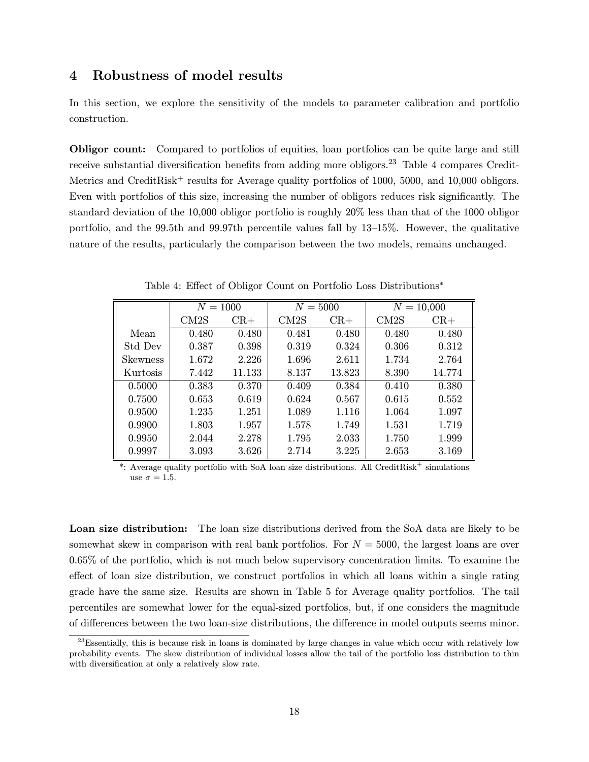## 4 Robustness of model results

In this section, we explore the sensitivity of the models to parameter calibration and portfolio construction.

**Obligor count:** Compared to portfolios of equities, loan portfolios can be quite large and still receive substantial diversification benefits from adding more obligors.[23] Table 4 compares CreditMetrics and CreditRisk$^+$ results for Average quality portfolios of 1000, 5000, and 10,000 obligors. Even with portfolios of this size, increasing the number of obligors reduces risk significantly. The standard deviation of the 10,000 obligor portfolio is roughly 20% less than that of the 1000 obligor portfolio, and the 99.5th and 99.97th percentile values fall by 13–15%. However, the qualitative nature of the results, particularly the comparison between the two models, remains unchanged.

Table 4: Effect of Obligor Count on Portfolio Loss Distributions*

| | $N = 1000$ | | $N = 5000$ | | $N = 10{,}000$ | |
|---|---|---|---|---|---|---|
| | CM2S | CR+ | CM2S | CR+ | CM2S | CR+ |
| Mean | 0.480 | 0.480 | 0.481 | 0.480 | 0.480 | 0.480 |
| Std Dev | 0.387 | 0.398 | 0.319 | 0.324 | 0.306 | 0.312 |
| Skewness | 1.672 | 2.226 | 1.696 | 2.611 | 1.734 | 2.764 |
| Kurtosis | 7.442 | 11.133 | 8.137 | 13.823 | 8.390 | 14.774 |
| 0.5000 | 0.383 | 0.370 | 0.409 | 0.384 | 0.410 | 0.380 |
| 0.7500 | 0.653 | 0.619 | 0.624 | 0.567 | 0.615 | 0.552 |
| 0.9500 | 1.235 | 1.251 | 1.089 | 1.116 | 1.064 | 1.097 |
| 0.9900 | 1.803 | 1.957 | 1.578 | 1.749 | 1.531 | 1.719 |
| 0.9950 | 2.044 | 2.278 | 1.795 | 2.033 | 1.750 | 1.999 |
| 0.9997 | 3.093 | 3.626 | 2.714 | 3.225 | 2.653 | 3.169 |

*: Average quality portfolio with SoA loan size distributions. All CreditRisk$^+$ simulations use $\sigma = 1.5$.

**Loan size distribution:** The loan size distributions derived from the SoA data are likely to be somewhat skew in comparison with real bank portfolios. For $N = 5000$, the largest loans are over 0.65% of the portfolio, which is not much below supervisory concentration limits. To examine the effect of loan size distribution, we construct portfolios in which all loans within a single rating grade have the same size. Results are shown in Table 5 for Average quality portfolios. The tail percentiles are somewhat lower for the equal-sized portfolios, but, if one considers the magnitude of differences between the two loan-size distributions, the difference in model outputs seems minor.

[23] Essentially, this is because risk in loans is dominated by large changes in value which occur with relatively low probability events. The skew distribution of individual losses allow the tail of the portfolio loss distribution to thin with diversification at only a relatively slow rate.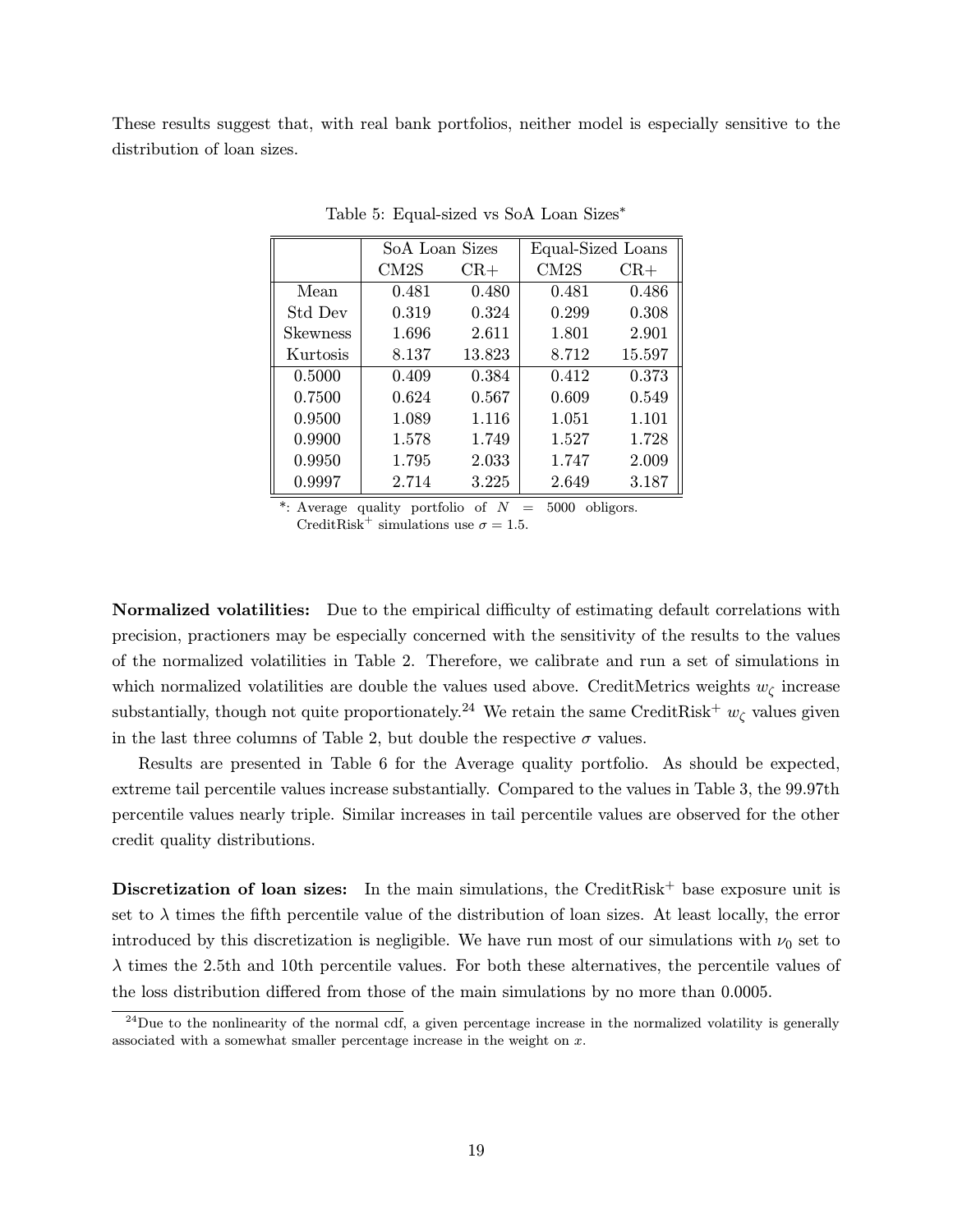These results suggest that, with real bank portfolios, neither model is especially sensitive to the distribution of loan sizes.

Table 5: Equal-sized vs SoA Loan Sizes*

| | SoA Loan Sizes | | Equal-Sized Loans | |
|---|---|---|---|---|
| | CM2S | CR+ | CM2S | CR+ |
| Mean | 0.481 | 0.480 | 0.481 | 0.486 |
| Std Dev | 0.319 | 0.324 | 0.299 | 0.308 |
| Skewness | 1.696 | 2.611 | 1.801 | 2.901 |
| Kurtosis | 8.137 | 13.823 | 8.712 | 15.597 |
| 0.5000 | 0.409 | 0.384 | 0.412 | 0.373 |
| 0.7500 | 0.624 | 0.567 | 0.609 | 0.549 |
| 0.9500 | 1.089 | 1.116 | 1.051 | 1.101 |
| 0.9900 | 1.578 | 1.749 | 1.527 | 1.728 |
| 0.9950 | 1.795 | 2.033 | 1.747 | 2.009 |
| 0.9997 | 2.714 | 3.225 | 2.649 | 3.187 |

*: Average quality portfolio of $N = 5000$ obligors. CreditRisk$^+$ simulations use $\sigma = 1.5$.

**Normalized volatilities:** Due to the empirical difficulty of estimating default correlations with precision, practioners may be especially concerned with the sensitivity of the results to the values of the normalized volatilities in Table 2. Therefore, we calibrate and run a set of simulations in which normalized volatilities are double the values used above. CreditMetrics weights $w_\zeta$ increase substantially, though not quite proportionately.[24] We retain the same CreditRisk$^+$ $w_\zeta$ values given in the last three columns of Table 2, but double the respective $\sigma$ values.

Results are presented in Table 6 for the Average quality portfolio. As should be expected, extreme tail percentile values increase substantially. Compared to the values in Table 3, the 99.97th percentile values nearly triple. Similar increases in tail percentile values are observed for the other credit quality distributions.

**Discretization of loan sizes:** In the main simulations, the CreditRisk$^+$ base exposure unit is set to $\lambda$ times the fifth percentile value of the distribution of loan sizes. At least locally, the error introduced by this discretization is negligible. We have run most of our simulations with $\nu_0$ set to $\lambda$ times the 2.5th and 10th percentile values. For both these alternatives, the percentile values of the loss distribution differed from those of the main simulations by no more than 0.0005.

[24]Due to the nonlinearity of the normal cdf, a given percentage increase in the normalized volatility is generally associated with a somewhat smaller percentage increase in the weight on $x$.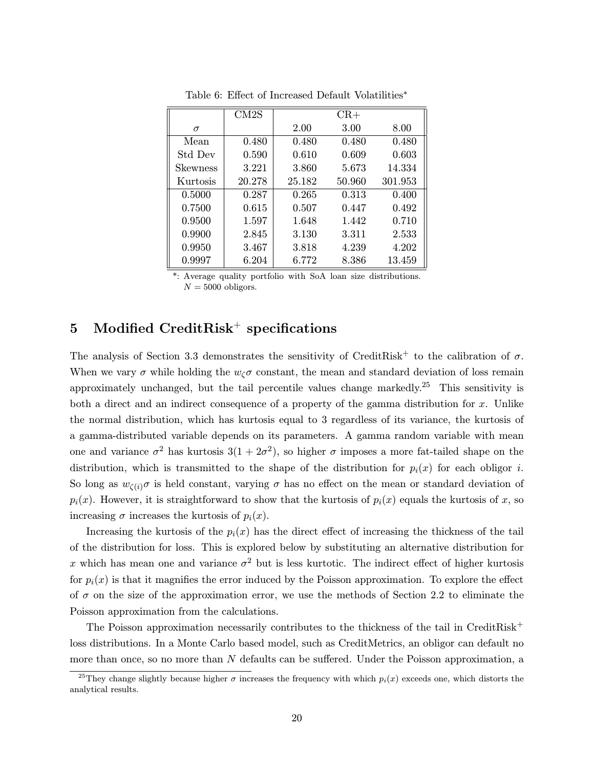Table 6: Effect of Increased Default Volatilities*

| | CM2S | CR+ | | |
|---|---|---|---|---|
| $\sigma$ | | 2.00 | 3.00 | 8.00 |
| Mean | 0.480 | 0.480 | 0.480 | 0.480 |
| Std Dev | 0.590 | 0.610 | 0.609 | 0.603 |
| Skewness | 3.221 | 3.860 | 5.673 | 14.334 |
| Kurtosis | 20.278 | 25.182 | 50.960 | 301.953 |
| 0.5000 | 0.287 | 0.265 | 0.313 | 0.400 |
| 0.7500 | 0.615 | 0.507 | 0.447 | 0.492 |
| 0.9500 | 1.597 | 1.648 | 1.442 | 0.710 |
| 0.9900 | 2.845 | 3.130 | 3.311 | 2.533 |
| 0.9950 | 3.467 | 3.818 | 4.239 | 4.202 |
| 0.9997 | 6.204 | 6.772 | 8.386 | 13.459 |

*: Average quality portfolio with SoA loan size distributions. $N = 5000$ obligors.

## 5 Modified CreditRisk$^+$ specifications

The analysis of Section 3.3 demonstrates the sensitivity of CreditRisk$^+$ to the calibration of $\sigma$. When we vary $\sigma$ while holding the $w_\zeta\sigma$ constant, the mean and standard deviation of loss remain approximately unchanged, but the tail percentile values change markedly.[25] This sensitivity is both a direct and an indirect consequence of a property of the gamma distribution for $x$. Unlike the normal distribution, which has kurtosis equal to 3 regardless of its variance, the kurtosis of a gamma-distributed variable depends on its parameters. A gamma random variable with mean one and variance $\sigma^2$ has kurtosis $3(1 + 2\sigma^2)$, so higher $\sigma$ imposes a more fat-tailed shape on the distribution, which is transmitted to the shape of the distribution for $p_i(x)$ for each obligor $i$. So long as $w_{\zeta(i)}\sigma$ is held constant, varying $\sigma$ has no effect on the mean or standard deviation of $p_i(x)$. However, it is straightforward to show that the kurtosis of $p_i(x)$ equals the kurtosis of $x$, so increasing $\sigma$ increases the kurtosis of $p_i(x)$.

Increasing the kurtosis of the $p_i(x)$ has the direct effect of increasing the thickness of the tail of the distribution for loss. This is explored below by substituting an alternative distribution for $x$ which has mean one and variance $\sigma^2$ but is less kurtotic. The indirect effect of higher kurtosis for $p_i(x)$ is that it magnifies the error induced by the Poisson approximation. To explore the effect of $\sigma$ on the size of the approximation error, we use the methods of Section 2.2 to eliminate the Poisson approximation from the calculations.

The Poisson approximation necessarily contributes to the thickness of the tail in CreditRisk$^+$ loss distributions. In a Monte Carlo based model, such as CreditMetrics, an obligor can default no more than once, so no more than $N$ defaults can be suffered. Under the Poisson approximation, a

[25] They change slightly because higher $\sigma$ increases the frequency with which $p_i(x)$ exceeds one, which distorts the analytical results.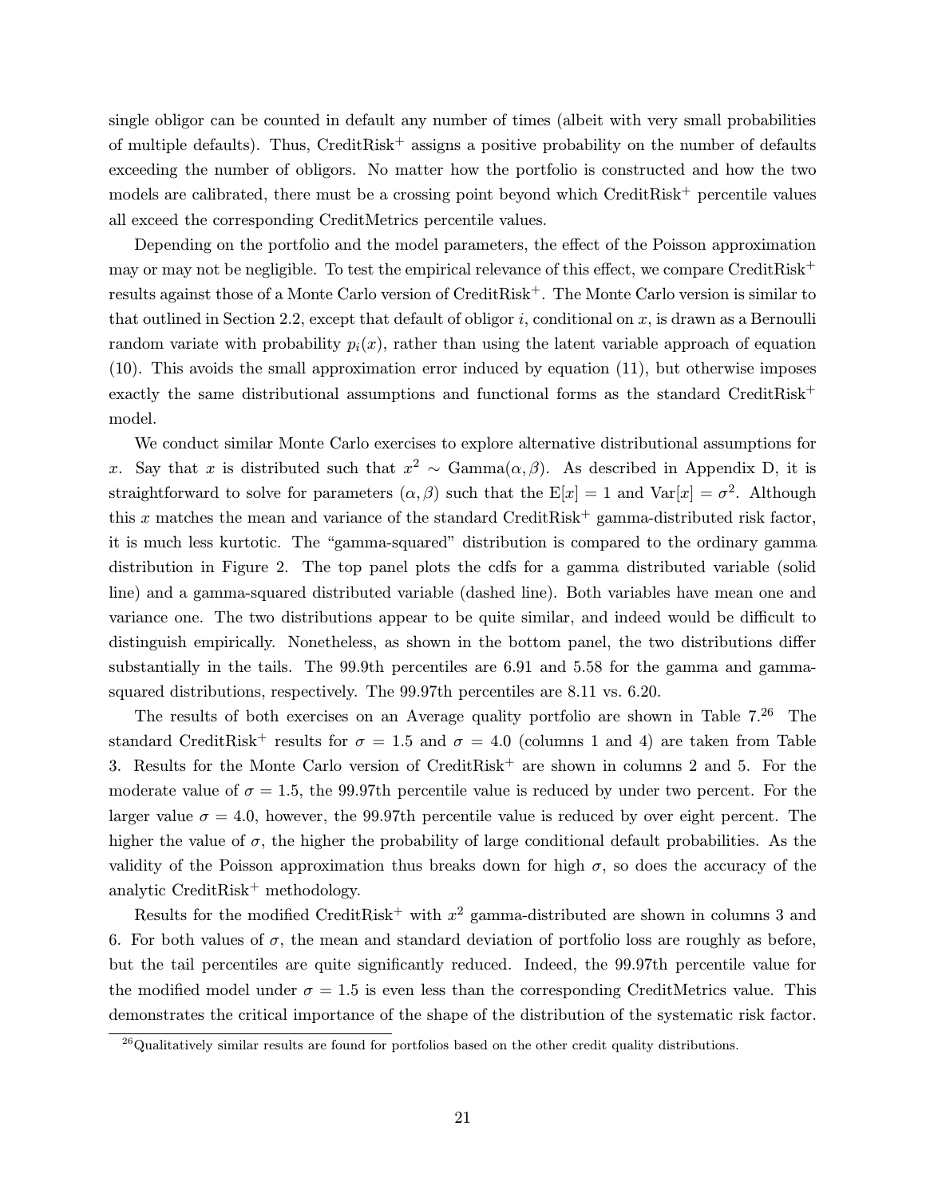single obligor can be counted in default any number of times (albeit with very small probabilities of multiple defaults). Thus, CreditRisk$^+$ assigns a positive probability on the number of defaults exceeding the number of obligors. No matter how the portfolio is constructed and how the two models are calibrated, there must be a crossing point beyond which CreditRisk$^+$ percentile values all exceed the corresponding CreditMetrics percentile values.

Depending on the portfolio and the model parameters, the effect of the Poisson approximation may or may not be negligible. To test the empirical relevance of this effect, we compare CreditRisk$^+$ results against those of a Monte Carlo version of CreditRisk$^+$. The Monte Carlo version is similar to that outlined in Section 2.2, except that default of obligor $i$, conditional on $x$, is drawn as a Bernoulli random variate with probability $p_i(x)$, rather than using the latent variable approach of equation (10). This avoids the small approximation error induced by equation (11), but otherwise imposes exactly the same distributional assumptions and functional forms as the standard CreditRisk$^+$ model.

We conduct similar Monte Carlo exercises to explore alternative distributional assumptions for $x$. Say that $x$ is distributed such that $x^2 \sim \text{Gamma}(\alpha, \beta)$. As described in Appendix D, it is straightforward to solve for parameters $(\alpha, \beta)$ such that the $\text{E}[x] = 1$ and $\text{Var}[x] = \sigma^2$. Although this $x$ matches the mean and variance of the standard CreditRisk$^+$ gamma-distributed risk factor, it is much less kurtotic. The "gamma-squared" distribution is compared to the ordinary gamma distribution in Figure 2. The top panel plots the cdfs for a gamma distributed variable (solid line) and a gamma-squared distributed variable (dashed line). Both variables have mean one and variance one. The two distributions appear to be quite similar, and indeed would be difficult to distinguish empirically. Nonetheless, as shown in the bottom panel, the two distributions differ substantially in the tails. The 99.9th percentiles are 6.91 and 5.58 for the gamma and gamma-squared distributions, respectively. The 99.97th percentiles are 8.11 vs. 6.20.

The results of both exercises on an Average quality portfolio are shown in Table 7.[26] The standard CreditRisk$^+$ results for $\sigma = 1.5$ and $\sigma = 4.0$ (columns 1 and 4) are taken from Table 3. Results for the Monte Carlo version of CreditRisk$^+$ are shown in columns 2 and 5. For the moderate value of $\sigma = 1.5$, the 99.97th percentile value is reduced by under two percent. For the larger value $\sigma = 4.0$, however, the 99.97th percentile value is reduced by over eight percent. The higher the value of $\sigma$, the higher the probability of large conditional default probabilities. As the validity of the Poisson approximation thus breaks down for high $\sigma$, so does the accuracy of the analytic CreditRisk$^+$ methodology.

Results for the modified CreditRisk$^+$ with $x^2$ gamma-distributed are shown in columns 3 and 6. For both values of $\sigma$, the mean and standard deviation of portfolio loss are roughly as before, but the tail percentiles are quite significantly reduced. Indeed, the 99.97th percentile value for the modified model under $\sigma = 1.5$ is even less than the corresponding CreditMetrics value. This demonstrates the critical importance of the shape of the distribution of the systematic risk factor.

[26] Qualitatively similar results are found for portfolios based on the other credit quality distributions.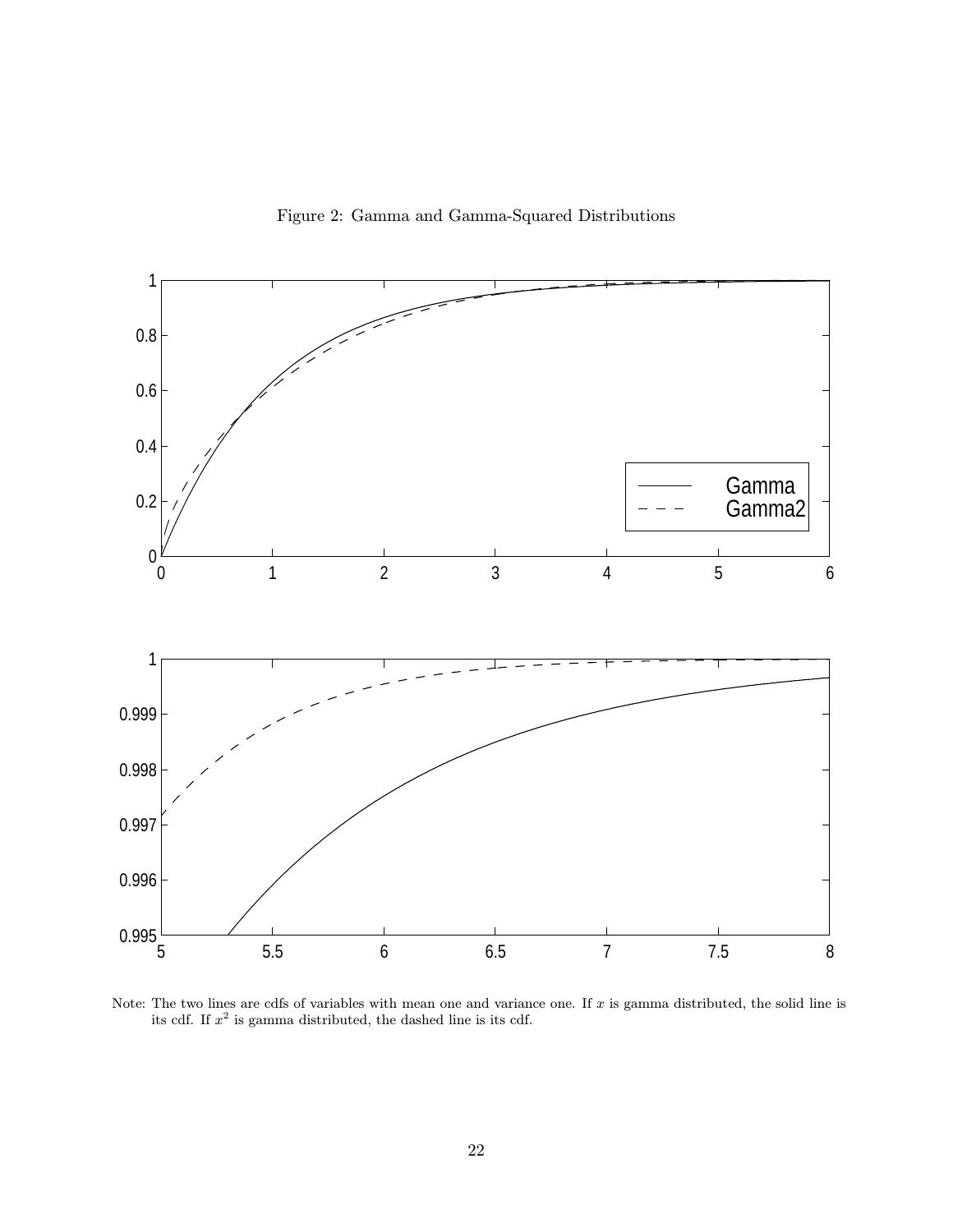Figure 2: Gamma and Gamma-Squared Distributions

Note: The two lines are cdfs of variables with mean one and variance one. If $x$ is gamma distributed, the solid line is its cdf. If $x^2$ is gamma distributed, the dashed line is its cdf.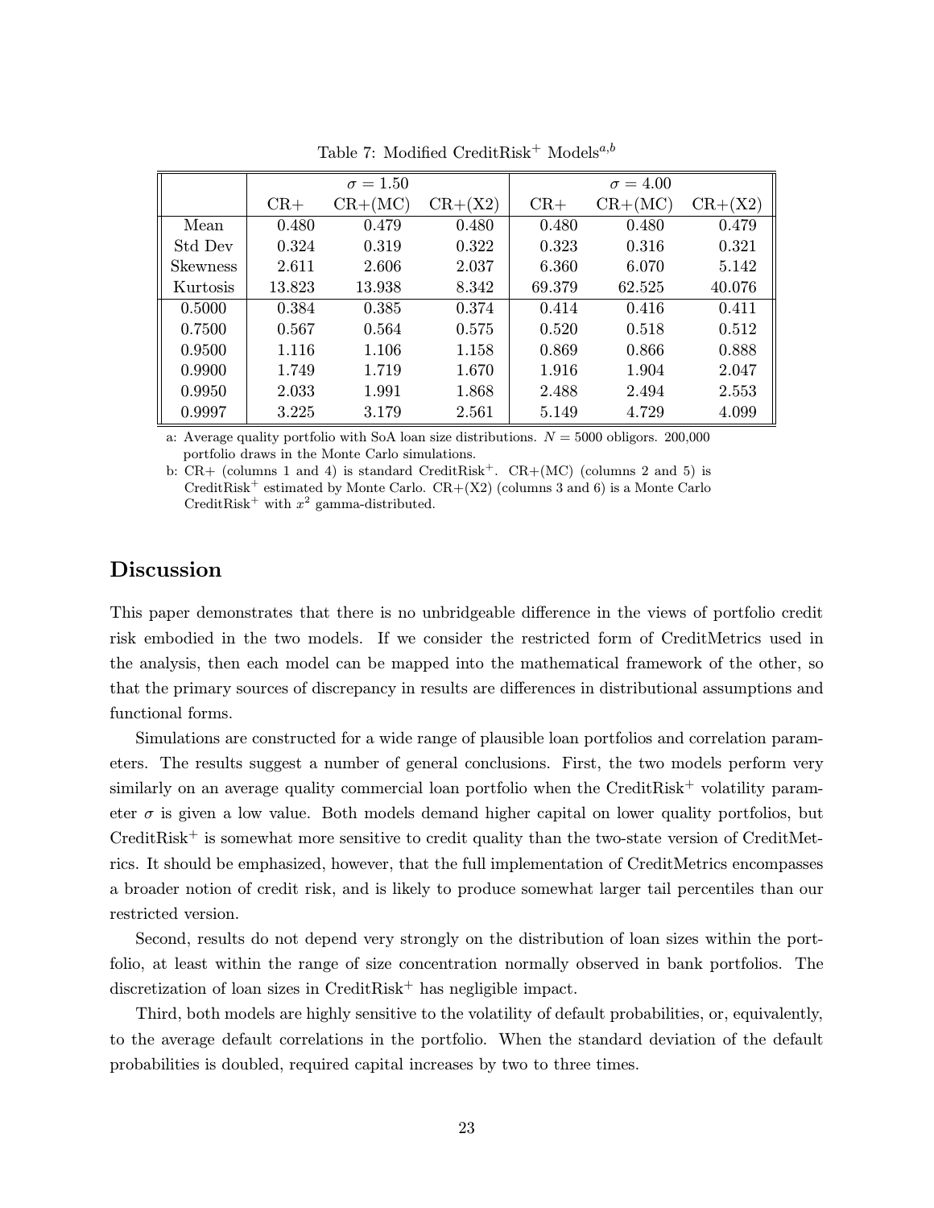Table 7: Modified CreditRisk$^{+}$ Models$^{a,b}$

| | $\sigma = 1.50$ | | | $\sigma = 4.00$ | | |
|---|---|---|---|---|---|---|
| | CR+ | CR+(MC) | CR+(X2) | CR+ | CR+(MC) | CR+(X2) |
| Mean | 0.480 | 0.479 | 0.480 | 0.480 | 0.480 | 0.479 |
| Std Dev | 0.324 | 0.319 | 0.322 | 0.323 | 0.316 | 0.321 |
| Skewness | 2.611 | 2.606 | 2.037 | 6.360 | 6.070 | 5.142 |
| Kurtosis | 13.823 | 13.938 | 8.342 | 69.379 | 62.525 | 40.076 |
| 0.5000 | 0.384 | 0.385 | 0.374 | 0.414 | 0.416 | 0.411 |
| 0.7500 | 0.567 | 0.564 | 0.575 | 0.520 | 0.518 | 0.512 |
| 0.9500 | 1.116 | 1.106 | 1.158 | 0.869 | 0.866 | 0.888 |
| 0.9900 | 1.749 | 1.719 | 1.670 | 1.916 | 1.904 | 2.047 |
| 0.9950 | 2.033 | 1.991 | 1.868 | 2.488 | 2.494 | 2.553 |
| 0.9997 | 3.225 | 3.179 | 2.561 | 5.149 | 4.729 | 4.099 |

a: Average quality portfolio with SoA loan size distributions. $N = 5000$ obligors. 200,000 portfolio draws in the Monte Carlo simulations.

b: CR+ (columns 1 and 4) is standard CreditRisk$^{+}$. CR+(MC) (columns 2 and 5) is CreditRisk$^{+}$ estimated by Monte Carlo. CR+(X2) (columns 3 and 6) is a Monte Carlo CreditRisk$^{+}$ with $x^2$ gamma-distributed.

## Discussion

This paper demonstrates that there is no unbridgeable difference in the views of portfolio credit risk embodied in the two models. If we consider the restricted form of CreditMetrics used in the analysis, then each model can be mapped into the mathematical framework of the other, so that the primary sources of discrepancy in results are differences in distributional assumptions and functional forms.

Simulations are constructed for a wide range of plausible loan portfolios and correlation parameters. The results suggest a number of general conclusions. First, the two models perform very similarly on an average quality commercial loan portfolio when the CreditRisk$^{+}$ volatility parameter $\sigma$ is given a low value. Both models demand higher capital on lower quality portfolios, but CreditRisk$^{+}$ is somewhat more sensitive to credit quality than the two-state version of CreditMetrics. It should be emphasized, however, that the full implementation of CreditMetrics encompasses a broader notion of credit risk, and is likely to produce somewhat larger tail percentiles than our restricted version.

Second, results do not depend very strongly on the distribution of loan sizes within the portfolio, at least within the range of size concentration normally observed in bank portfolios. The discretization of loan sizes in CreditRisk$^{+}$ has negligible impact.

Third, both models are highly sensitive to the volatility of default probabilities, or, equivalently, to the average default correlations in the portfolio. When the standard deviation of the default probabilities is doubled, required capital increases by two to three times.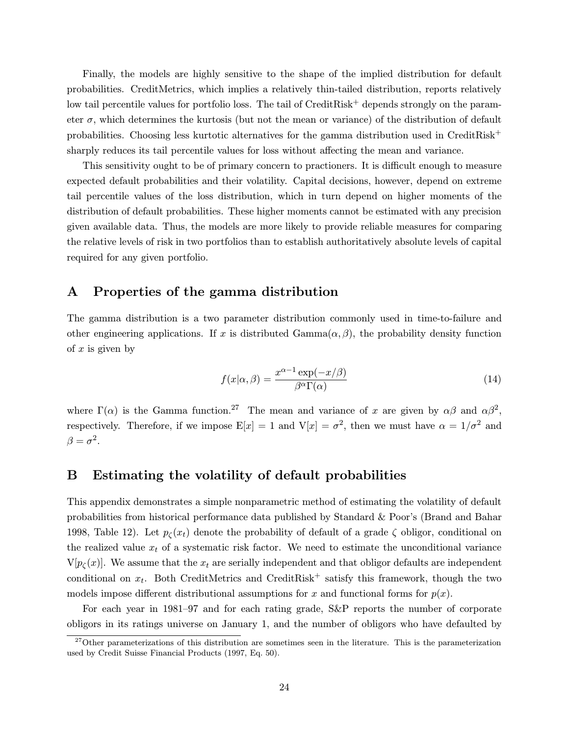Finally, the models are highly sensitive to the shape of the implied distribution for default probabilities. CreditMetrics, which implies a relatively thin-tailed distribution, reports relatively low tail percentile values for portfolio loss. The tail of CreditRisk$^+$ depends strongly on the parameter $\sigma$, which determines the kurtosis (but not the mean or variance) of the distribution of default probabilities. Choosing less kurtotic alternatives for the gamma distribution used in CreditRisk$^+$ sharply reduces its tail percentile values for loss without affecting the mean and variance.

This sensitivity ought to be of primary concern to practioners. It is difficult enough to measure expected default probabilities and their volatility. Capital decisions, however, depend on extreme tail percentile values of the loss distribution, which in turn depend on higher moments of the distribution of default probabilities. These higher moments cannot be estimated with any precision given available data. Thus, the models are more likely to provide reliable measures for comparing the relative levels of risk in two portfolios than to establish authoritatively absolute levels of capital required for any given portfolio.

# A Properties of the gamma distribution

The gamma distribution is a two parameter distribution commonly used in time-to-failure and other engineering applications. If $x$ is distributed Gamma$(\alpha, \beta)$, the probability density function of $x$ is given by

$$f(x|\alpha, \beta) = \frac{x^{\alpha-1} \exp(-x/\beta)}{\beta^{\alpha} \Gamma(\alpha)} \tag{14}$$

where $\Gamma(\alpha)$ is the Gamma function.[27] The mean and variance of $x$ are given by $\alpha\beta$ and $\alpha\beta^2$, respectively. Therefore, if we impose $\mathrm{E}[x] = 1$ and $\mathrm{V}[x] = \sigma^2$, then we must have $\alpha = 1/\sigma^2$ and $\beta = \sigma^2$.

# B Estimating the volatility of default probabilities

This appendix demonstrates a simple nonparametric method of estimating the volatility of default probabilities from historical performance data published by Standard & Poor's (Brand and Bahar 1998, Table 12). Let $p_{\zeta}(x_t)$ denote the probability of default of a grade $\zeta$ obligor, conditional on the realized value $x_t$ of a systematic risk factor. We need to estimate the unconditional variance $\mathrm{V}[p_{\zeta}(x)]$. We assume that the $x_t$ are serially independent and that obligor defaults are independent conditional on $x_t$. Both CreditMetrics and CreditRisk$^+$ satisfy this framework, though the two models impose different distributional assumptions for $x$ and functional forms for $p(x)$.

For each year in 1981–97 and for each rating grade, S&P reports the number of corporate obligors in its ratings universe on January 1, and the number of obligors who have defaulted by

[27] Other parameterizations of this distribution are sometimes seen in the literature. This is the parameterization used by Credit Suisse Financial Products (1997, Eq. 50).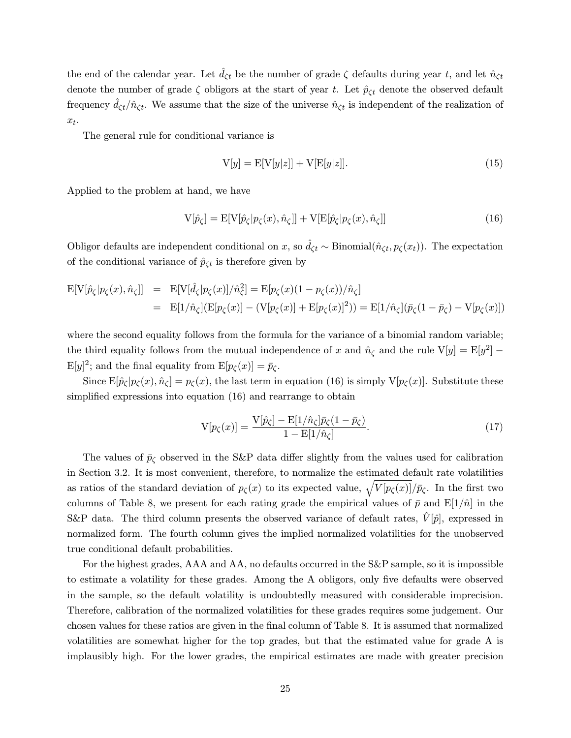the end of the calendar year. Let $\hat{d}_{\zeta t}$ be the number of grade $\zeta$ defaults during year $t$, and let $\hat{n}_{\zeta t}$ denote the number of grade $\zeta$ obligors at the start of year $t$. Let $\hat{p}_{\zeta t}$ denote the observed default frequency $\hat{d}_{\zeta t}/\hat{n}_{\zeta t}$. We assume that the size of the universe $\hat{n}_{\zeta t}$ is independent of the realization of $x_t$.

The general rule for conditional variance is

$$\mathrm{V}[y] = \mathrm{E}[\mathrm{V}[y|z]] + \mathrm{V}[\mathrm{E}[y|z]]. \tag{15}$$

Applied to the problem at hand, we have

$$\mathrm{V}[\hat{p}_\zeta] = \mathrm{E}[\mathrm{V}[\hat{p}_\zeta|p_\zeta(x), \hat{n}_\zeta]] + \mathrm{V}[\mathrm{E}[\hat{p}_\zeta|p_\zeta(x), \hat{n}_\zeta]] \tag{16}$$

Obligor defaults are independent conditional on $x$, so $\hat{d}_{\zeta t} \sim \text{Binomial}(\hat{n}_{\zeta t}, p_\zeta(x_t))$. The expectation of the conditional variance of $\hat{p}_{\zeta t}$ is therefore given by

$$\begin{aligned}
\mathrm{E}[\mathrm{V}[\hat{p}_\zeta|p_\zeta(x), \hat{n}_\zeta]] &= \mathrm{E}[\mathrm{V}[\hat{d}_\zeta|p_\zeta(x)]/\hat{n}_\zeta^2] = \mathrm{E}[p_\zeta(x)(1-p_\zeta(x))/\hat{n}_\zeta] \\
&= \mathrm{E}[1/\hat{n}_\zeta](\mathrm{E}[p_\zeta(x)] - (\mathrm{V}[p_\zeta(x)] + \mathrm{E}[p_\zeta(x)]^2)) = \mathrm{E}[1/\hat{n}_\zeta](\bar{p}_\zeta(1-\bar{p}_\zeta) - \mathrm{V}[p_\zeta(x)])
\end{aligned}$$

where the second equality follows from the formula for the variance of a binomial random variable; the third equality follows from the mutual independence of $x$ and $\hat{n}_\zeta$ and the rule $\mathrm{V}[y] = \mathrm{E}[y^2] - \mathrm{E}[y]^2$; and the final equality from $\mathrm{E}[p_\zeta(x)] = \bar{p}_\zeta$.

Since $\mathrm{E}[\hat{p}_\zeta|p_\zeta(x), \hat{n}_\zeta] = p_\zeta(x)$, the last term in equation (16) is simply $\mathrm{V}[p_\zeta(x)]$. Substitute these simplified expressions into equation (16) and rearrange to obtain

$$\mathrm{V}[p_\zeta(x)] = \frac{\mathrm{V}[\hat{p}_\zeta] - \mathrm{E}[1/\hat{n}_\zeta]\bar{p}_\zeta(1-\bar{p}_\zeta)}{1 - \mathrm{E}[1/\hat{n}_\zeta]}. \tag{17}$$

The values of $\bar{p}_\zeta$ observed in the S&P data differ slightly from the values used for calibration in Section 3.2. It is most convenient, therefore, to normalize the estimated default rate volatilities as ratios of the standard deviation of $p_\zeta(x)$ to its expected value, $\sqrt{V[p_\zeta(x)]}/\bar{p}_\zeta$. In the first two columns of Table 8, we present for each rating grade the empirical values of $\bar{p}$ and $\mathrm{E}[1/\hat{n}]$ in the S&P data. The third column presents the observed variance of default rates, $\hat{V}[\hat{p}]$, expressed in normalized form. The fourth column gives the implied normalized volatilities for the unobserved true conditional default probabilities.

For the highest grades, AAA and AA, no defaults occurred in the S&P sample, so it is impossible to estimate a volatility for these grades. Among the A obligors, only five defaults were observed in the sample, so the default volatility is undoubtedly measured with considerable imprecision. Therefore, calibration of the normalized volatilities for these grades requires some judgement. Our chosen values for these ratios are given in the final column of Table 8. It is assumed that normalized volatilities are somewhat higher for the top grades, but that the estimated value for grade A is implausibly high. For the lower grades, the empirical estimates are made with greater precision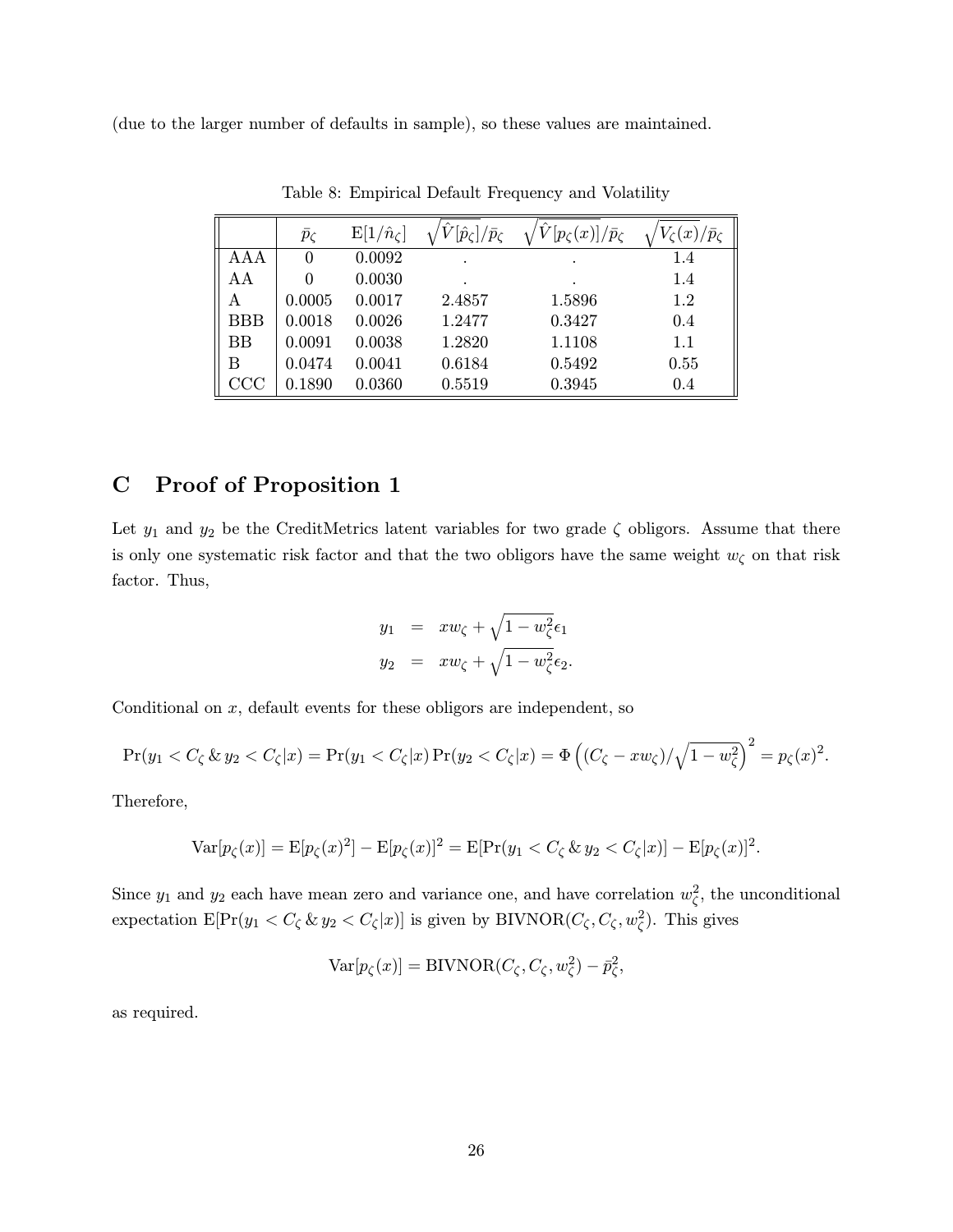(due to the larger number of defaults in sample), so these values are maintained.

Table 8: Empirical Default Frequency and Volatility

| | $\bar{p}_\zeta$ | $\mathrm{E}[1/\hat{n}_\zeta]$ | $\sqrt{\hat{V}[\hat{p}_\zeta]}/\bar{p}_\zeta$ | $\sqrt{\hat{V}[p_\zeta(x)]}/\bar{p}_\zeta$ | $\sqrt{V_\zeta(x)}/\bar{p}_\zeta$ |
|---|---|---|---|---|---|
| AAA | 0 | 0.0092 | . | . | 1.4 |
| AA | 0 | 0.0030 | . | . | 1.4 |
| A | 0.0005 | 0.0017 | 2.4857 | 1.5896 | 1.2 |
| BBB | 0.0018 | 0.0026 | 1.2477 | 0.3427 | 0.4 |
| BB | 0.0091 | 0.0038 | 1.2820 | 1.1108 | 1.1 |
| B | 0.0474 | 0.0041 | 0.6184 | 0.5492 | 0.55 |
| CCC | 0.1890 | 0.0360 | 0.5519 | 0.3945 | 0.4 |

# C Proof of Proposition 1

Let $y_1$ and $y_2$ be the CreditMetrics latent variables for two grade $\zeta$ obligors. Assume that there is only one systematic risk factor and that the two obligors have the same weight $w_\zeta$ on that risk factor. Thus,

$$
\begin{aligned}
y_1 &= x w_\zeta + \sqrt{1 - w_\zeta^2}\,\epsilon_1 \\
y_2 &= x w_\zeta + \sqrt{1 - w_\zeta^2}\,\epsilon_2.
\end{aligned}
$$

Conditional on $x$, default events for these obligors are independent, so

$$
\Pr(y_1 < C_\zeta \,\&\, y_2 < C_\zeta | x) = \Pr(y_1 < C_\zeta | x)\Pr(y_2 < C_\zeta | x) = \Phi\left((C_\zeta - x w_\zeta)/\sqrt{1 - w_\zeta^2}\right)^2 = p_\zeta(x)^2.
$$

Therefore,

$$
\mathrm{Var}[p_\zeta(x)] = \mathrm{E}[p_\zeta(x)^2] - \mathrm{E}[p_\zeta(x)]^2 = \mathrm{E}[\Pr(y_1 < C_\zeta \,\&\, y_2 < C_\zeta | x)] - \mathrm{E}[p_\zeta(x)]^2.
$$

Since $y_1$ and $y_2$ each have mean zero and variance one, and have correlation $w_\zeta^2$, the unconditional expectation $\mathrm{E}[\Pr(y_1 < C_\zeta \,\&\, y_2 < C_\zeta | x)]$ is given by $\mathrm{BIVNOR}(C_\zeta, C_\zeta, w_\zeta^2)$. This gives

$$
\mathrm{Var}[p_\zeta(x)] = \mathrm{BIVNOR}(C_\zeta, C_\zeta, w_\zeta^2) - \bar{p}_\zeta^2,
$$

as required.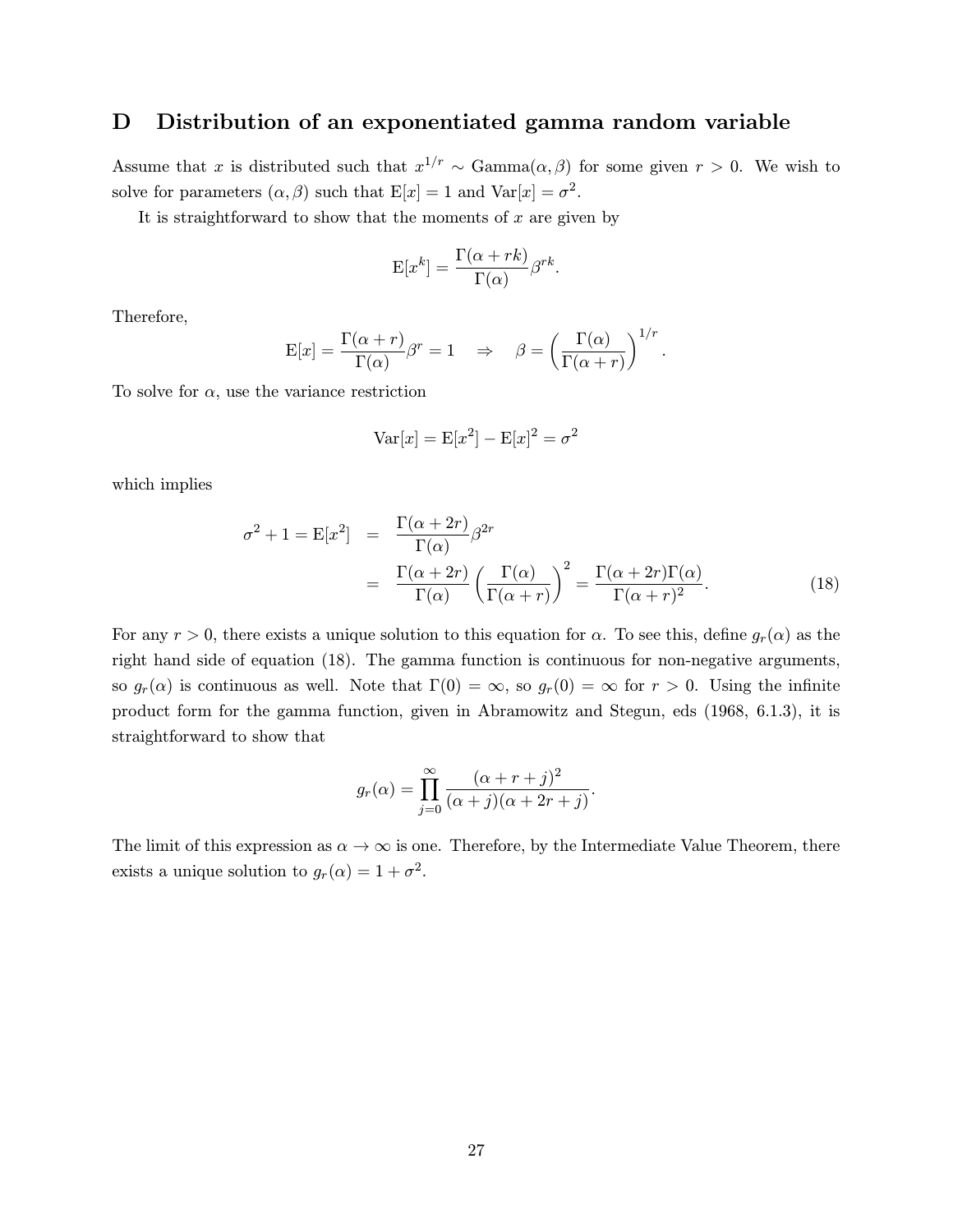# D Distribution of an exponentiated gamma random variable

Assume that $x$ is distributed such that $x^{1/r} \sim \text{Gamma}(\alpha, \beta)$ for some given $r > 0$. We wish to solve for parameters $(\alpha, \beta)$ such that $\text{E}[x] = 1$ and $\text{Var}[x] = \sigma^2$.

It is straightforward to show that the moments of $x$ are given by

$$\text{E}[x^k] = \frac{\Gamma(\alpha + rk)}{\Gamma(\alpha)} \beta^{rk}.$$

Therefore,

$$\text{E}[x] = \frac{\Gamma(\alpha + r)}{\Gamma(\alpha)} \beta^r = 1 \quad \Rightarrow \quad \beta = \left( \frac{\Gamma(\alpha)}{\Gamma(\alpha + r)} \right)^{1/r}.$$

To solve for $\alpha$, use the variance restriction

$$\text{Var}[x] = \text{E}[x^2] - \text{E}[x]^2 = \sigma^2$$

which implies

$$\begin{aligned} \sigma^2 + 1 = \text{E}[x^2] &= \frac{\Gamma(\alpha + 2r)}{\Gamma(\alpha)} \beta^{2r} \\ &= \frac{\Gamma(\alpha + 2r)}{\Gamma(\alpha)} \left( \frac{\Gamma(\alpha)}{\Gamma(\alpha + r)} \right)^2 = \frac{\Gamma(\alpha + 2r)\Gamma(\alpha)}{\Gamma(\alpha + r)^2}. \end{aligned} \tag{18}$$

For any $r > 0$, there exists a unique solution to this equation for $\alpha$. To see this, define $g_r(\alpha)$ as the right hand side of equation (18). The gamma function is continuous for non-negative arguments, so $g_r(\alpha)$ is continuous as well. Note that $\Gamma(0) = \infty$, so $g_r(0) = \infty$ for $r > 0$. Using the infinite product form for the gamma function, given in Abramowitz and Stegun, eds (1968, 6.1.3), it is straightforward to show that

$$g_r(\alpha) = \prod_{j=0}^{\infty} \frac{(\alpha + r + j)^2}{(\alpha + j)(\alpha + 2r + j)}.$$

The limit of this expression as $\alpha \to \infty$ is one. Therefore, by the Intermediate Value Theorem, there exists a unique solution to $g_r(\alpha) = 1 + \sigma^2$.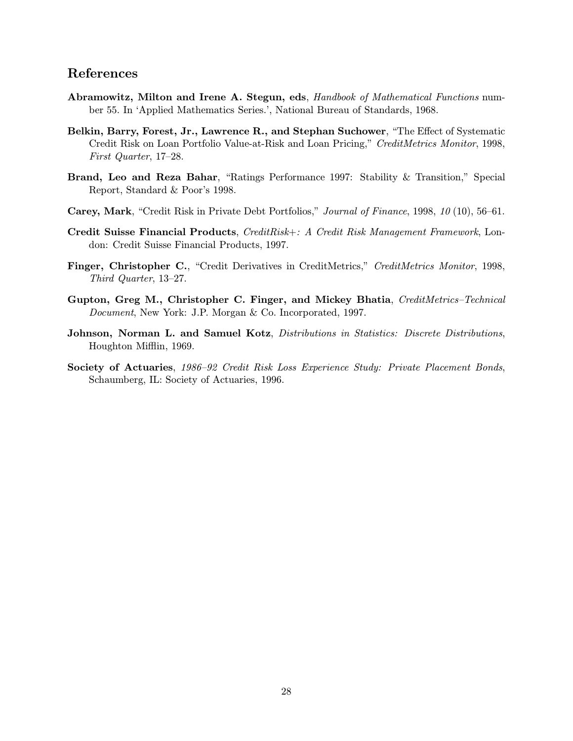## References

**Abramowitz, Milton and Irene A. Stegun, eds**, *Handbook of Mathematical Functions* number 55. In 'Applied Mathematics Series.', National Bureau of Standards, 1968.

**Belkin, Barry, Forest, Jr., Lawrence R., and Stephan Suchower**, "The Effect of Systematic Credit Risk on Loan Portfolio Value-at-Risk and Loan Pricing," *CreditMetrics Monitor*, 1998, *First Quarter*, 17–28.

**Brand, Leo and Reza Bahar**, "Ratings Performance 1997: Stability & Transition," Special Report, Standard & Poor's 1998.

**Carey, Mark**, "Credit Risk in Private Debt Portfolios," *Journal of Finance*, 1998, *10* (10), 56–61.

**Credit Suisse Financial Products**, *CreditRisk+: A Credit Risk Management Framework*, London: Credit Suisse Financial Products, 1997.

**Finger, Christopher C.**, "Credit Derivatives in CreditMetrics," *CreditMetrics Monitor*, 1998, *Third Quarter*, 13–27.

**Gupton, Greg M., Christopher C. Finger, and Mickey Bhatia**, *CreditMetrics–Technical Document*, New York: J.P. Morgan & Co. Incorporated, 1997.

**Johnson, Norman L. and Samuel Kotz**, *Distributions in Statistics: Discrete Distributions*, Houghton Mifflin, 1969.

**Society of Actuaries**, *1986–92 Credit Risk Loss Experience Study: Private Placement Bonds*, Schaumberg, IL: Society of Actuaries, 1996.